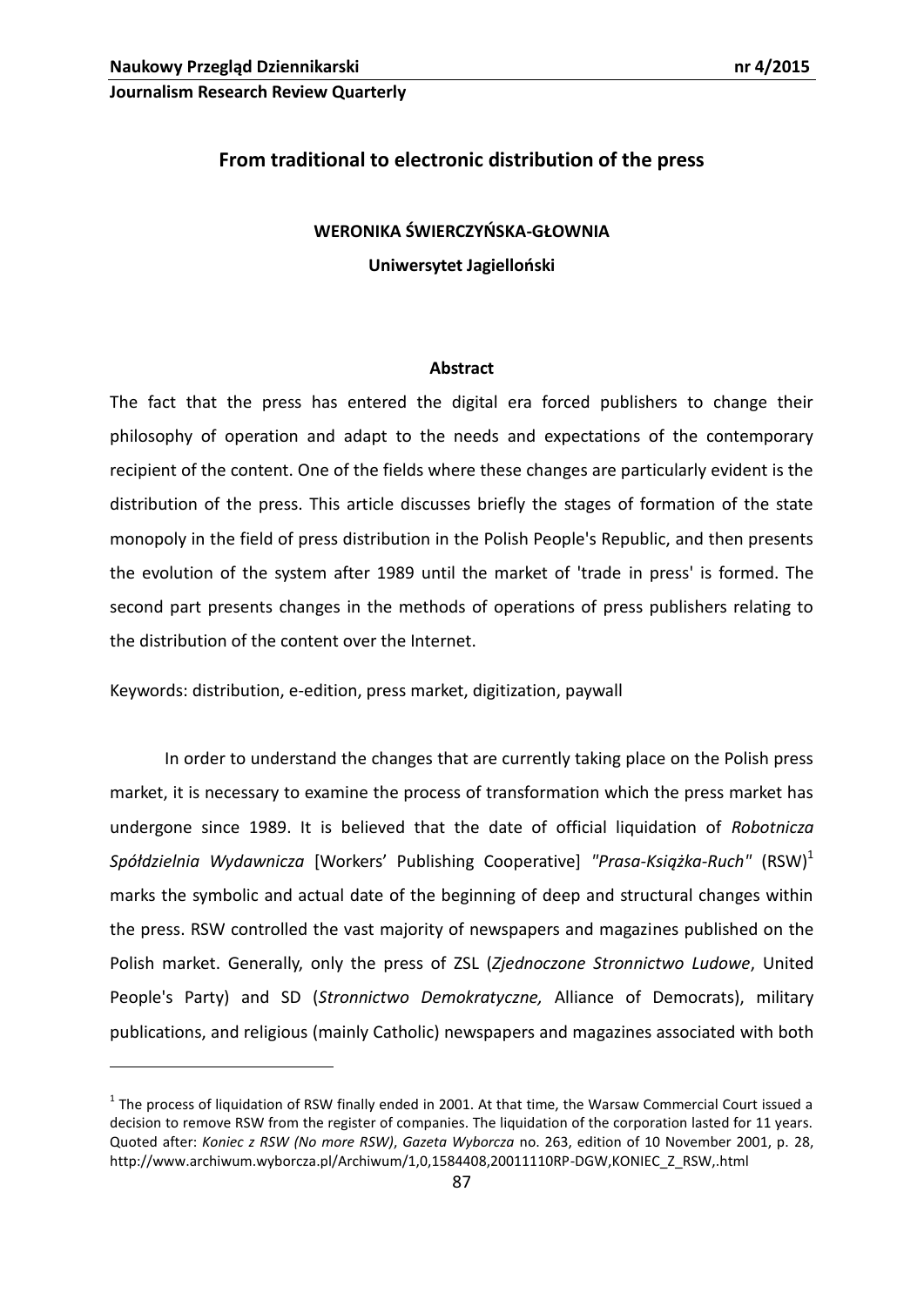# From traditional to electronic distribution of the press

**WERONIKA ŚWIERCZYŃSKA-GŁOWNIA**

**Uniwersytet Jagielloński**

## Abstract

The fact that the press has entered the digital era forced publishers to change their philosophy of operation and adapt to the needs and expectations of the contemporary recipient of the content. One of the fields where these changes are particularly evident is the distribution of the press. This article discusses briefly the stages of formation of the state monopoly in the field of press distribution in the Polish People's Republic, and then presents the evolution of the system after 1989 until the market of 'trade in press' is formed. The second part presents changes in the methods of operations of press publishers relating to the distribution of the content over the Internet.

Keywords: distribution, e-edition, press market, digitization, paywall

In order to understand the changes that are currently taking place on the Polish press market, it is necessary to examine the process of transformation which the press market has undergone since 1989. It is believed that the date of official liquidation of *Robotnicza Spółdzielnia Wydawnicza* [Workers' Publishing Cooperative] *"Prasa-Książka-Ruch"* (RSW)[1] marks the symbolic and actual date of the beginning of deep and structural changes within the press. RSW controlled the vast majority of newspapers and magazines published on the Polish market. Generally, only the press of ZSL (*Zjednoczone Stronnictwo Ludowe*, United People's Party) and SD (*Stronnictwo Demokratyczne,* Alliance of Democrats), military publications, and religious (mainly Catholic) newspapers and magazines associated with both

[1] The process of liquidation of RSW finally ended in 2001. At that time, the Warsaw Commercial Court issued a decision to remove RSW from the register of companies. The liquidation of the corporation lasted for 11 years. Quoted after: *Koniec z RSW (No more RSW)*, *Gazeta Wyborcza* no. 263, edition of 10 November 2001, p. 28, http://www.archiwum.wyborcza.pl/Archiwum/1,0,1584408,20011110RP-DGW,KONIEC_Z_RSW,.html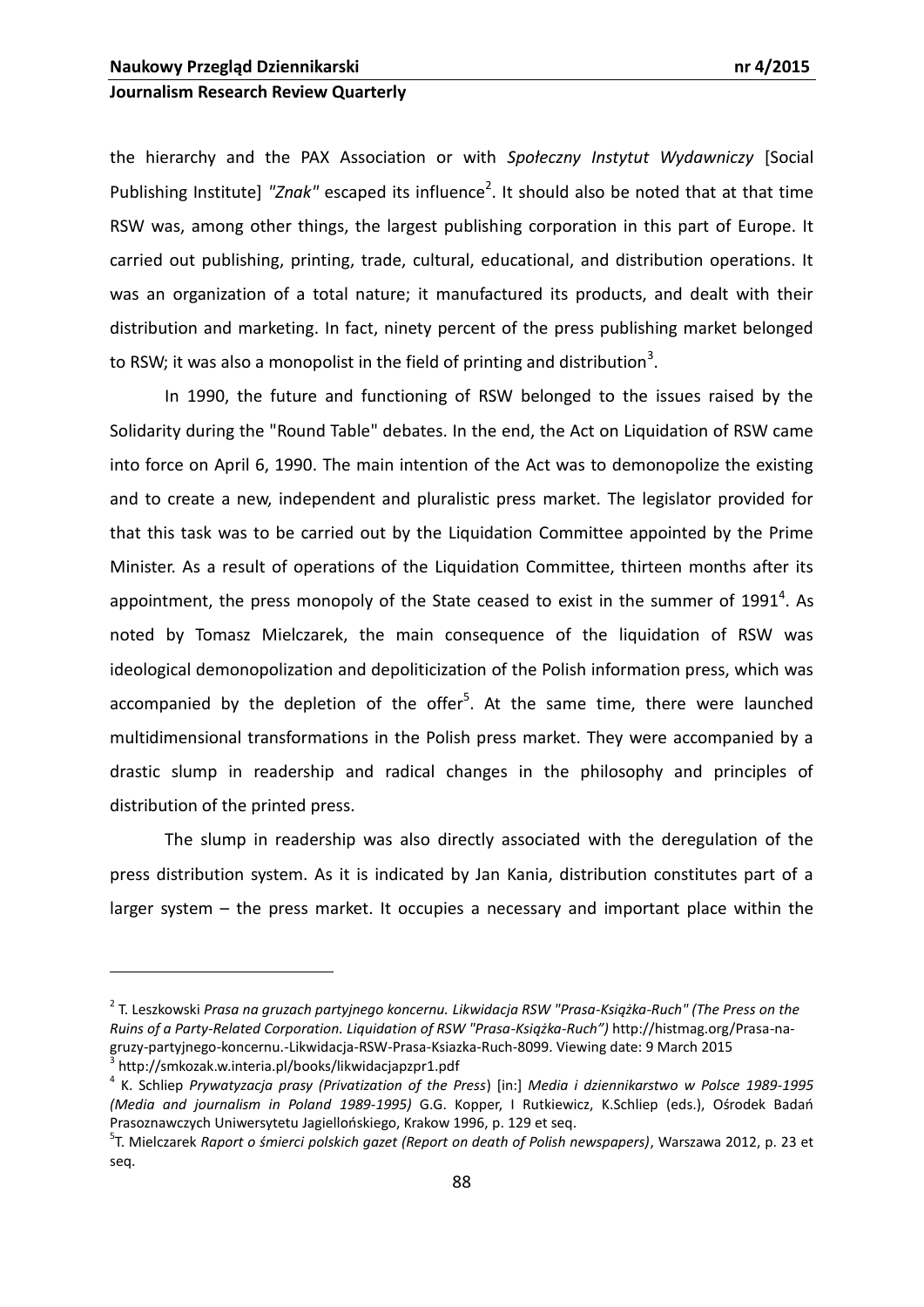the hierarchy and the PAX Association or with *Społeczny Instytut Wydawniczy* [Social Publishing Institute] *"Znak"* escaped its influence[2]. It should also be noted that at that time RSW was, among other things, the largest publishing corporation in this part of Europe. It carried out publishing, printing, trade, cultural, educational, and distribution operations. It was an organization of a total nature; it manufactured its products, and dealt with their distribution and marketing. In fact, ninety percent of the press publishing market belonged to RSW; it was also a monopolist in the field of printing and distribution[3].

In 1990, the future and functioning of RSW belonged to the issues raised by the Solidarity during the "Round Table" debates. In the end, the Act on Liquidation of RSW came into force on April 6, 1990. The main intention of the Act was to demonopolize the existing and to create a new, independent and pluralistic press market. The legislator provided for that this task was to be carried out by the Liquidation Committee appointed by the Prime Minister. As a result of operations of the Liquidation Committee, thirteen months after its appointment, the press monopoly of the State ceased to exist in the summer of 1991[4]. As noted by Tomasz Mielczarek, the main consequence of the liquidation of RSW was ideological demonopolization and depoliticization of the Polish information press, which was accompanied by the depletion of the offer[5]. At the same time, there were launched multidimensional transformations in the Polish press market. They were accompanied by a drastic slump in readership and radical changes in the philosophy and principles of distribution of the printed press.

The slump in readership was also directly associated with the deregulation of the press distribution system. As it is indicated by Jan Kania, distribution constitutes part of a larger system – the press market. It occupies a necessary and important place within the

---

[2] T. Leszkowski *Prasa na gruzach partyjnego koncernu. Likwidacja RSW "Prasa-Książka-Ruch" (The Press on the Ruins of a Party-Related Corporation. Liquidation of RSW "Prasa-Książka-Ruch")* http://histmag.org/Prasa-na-gruzy-partyjnego-koncernu.-Likwidacja-RSW-Prasa-Ksiazka-Ruch-8099. Viewing date: 9 March 2015

[3] http://smkozak.w.interia.pl/books/likwidacjapzpr1.pdf

[4] K. Schliep *Prywatyzacja prasy (Privatization of the Press)* [in:] *Media i dziennikarstwo w Polsce 1989-1995 (Media and journalism in Poland 1989-1995)* G.G. Kopper, I Rutkiewicz, K.Schliep (eds.), Ośrodek Badań Prasoznawczych Uniwersytetu Jagiellońskiego, Krakow 1996, p. 129 et seq.

[5] T. Mielczarek *Raport o śmierci polskich gazet (Report on death of Polish newspapers)*, Warszawa 2012, p. 23 et seq.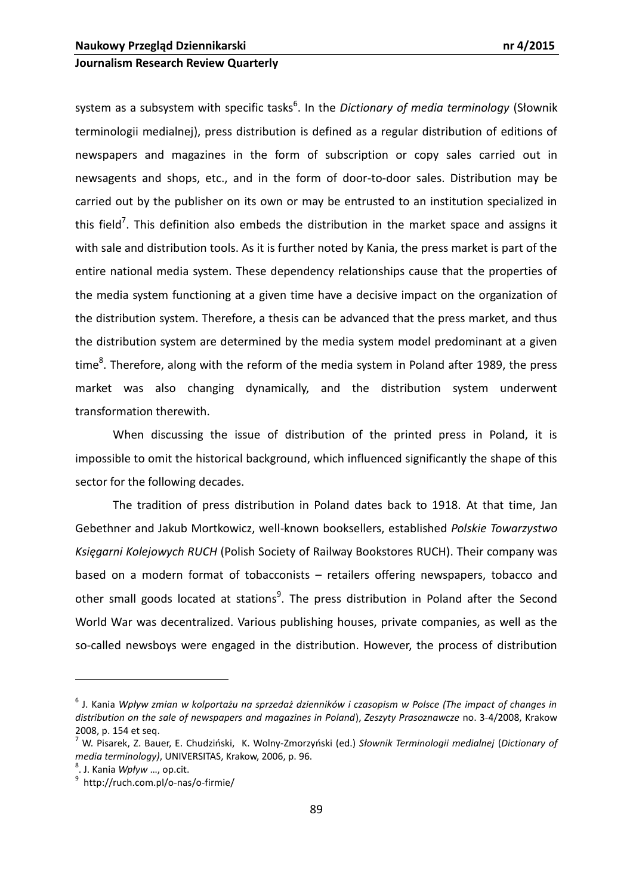system as a subsystem with specific tasks[6]. In the *Dictionary of media terminology* (Słownik terminologii medialnej), press distribution is defined as a regular distribution of editions of newspapers and magazines in the form of subscription or copy sales carried out in newsagents and shops, etc., and in the form of door-to-door sales. Distribution may be carried out by the publisher on its own or may be entrusted to an institution specialized in this field[7]. This definition also embeds the distribution in the market space and assigns it with sale and distribution tools. As it is further noted by Kania, the press market is part of the entire national media system. These dependency relationships cause that the properties of the media system functioning at a given time have a decisive impact on the organization of the distribution system. Therefore, a thesis can be advanced that the press market, and thus the distribution system are determined by the media system model predominant at a given time[8]. Therefore, along with the reform of the media system in Poland after 1989, the press market was also changing dynamically, and the distribution system underwent transformation therewith.

When discussing the issue of distribution of the printed press in Poland, it is impossible to omit the historical background, which influenced significantly the shape of this sector for the following decades.

The tradition of press distribution in Poland dates back to 1918. At that time, Jan Gebethner and Jakub Mortkowicz, well-known booksellers, established *Polskie Towarzystwo Księgarni Kolejowych RUCH* (Polish Society of Railway Bookstores RUCH). Their company was based on a modern format of tobacconists – retailers offering newspapers, tobacco and other small goods located at stations[9]. The press distribution in Poland after the Second World War was decentralized. Various publishing houses, private companies, as well as the so-called newsboys were engaged in the distribution. However, the process of distribution

---

[6] J. Kania *Wpływ zmian w kolportażu na sprzedaż dzienników i czasopism w Polsce (The impact of changes in distribution on the sale of newspapers and magazines in Poland*), *Zeszyty Prasoznawcze* no. 3-4/2008, Krakow 2008, p. 154 et seq.

[7] W. Pisarek, Z. Bauer, E. Chudziński, K. Wolny-Zmorzyński (ed.) *Słownik Terminologii medialnej* (*Dictionary of media terminology)*, UNIVERSITAS, Krakow, 2006, p. 96.

[8]. J. Kania *Wpływ* …, op.cit.

[9] http://ruch.com.pl/o-nas/o-firmie/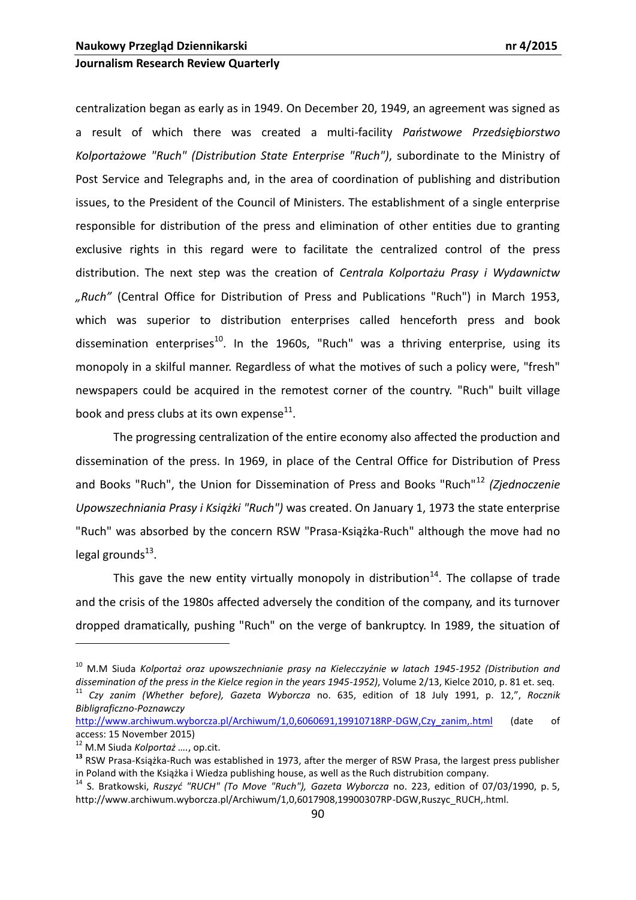centralization began as early as in 1949. On December 20, 1949, an agreement was signed as a result of which there was created a multi-facility *Państwowe Przedsiębiorstwo Kolportażowe "Ruch" (Distribution State Enterprise "Ruch")*, subordinate to the Ministry of Post Service and Telegraphs and, in the area of coordination of publishing and distribution issues, to the President of the Council of Ministers. The establishment of a single enterprise responsible for distribution of the press and elimination of other entities due to granting exclusive rights in this regard were to facilitate the centralized control of the press distribution. The next step was the creation of *Centrala Kolportażu Prasy i Wydawnictw „Ruch"* (Central Office for Distribution of Press and Publications "Ruch") in March 1953, which was superior to distribution enterprises called henceforth press and book dissemination enterprises[10]. In the 1960s, "Ruch" was a thriving enterprise, using its monopoly in a skilful manner. Regardless of what the motives of such a policy were, "fresh" newspapers could be acquired in the remotest corner of the country. "Ruch" built village book and press clubs at its own expense[11].

The progressing centralization of the entire economy also affected the production and dissemination of the press. In 1969, in place of the Central Office for Distribution of Press and Books "Ruch", the Union for Dissemination of Press and Books "Ruch"[12] *(Zjednoczenie Upowszechniania Prasy i Książki "Ruch")* was created. On January 1, 1973 the state enterprise "Ruch" was absorbed by the concern RSW "Prasa-Książka-Ruch" although the move had no legal grounds[13].

This gave the new entity virtually monopoly in distribution[14]. The collapse of trade and the crisis of the 1980s affected adversely the condition of the company, and its turnover dropped dramatically, pushing "Ruch" on the verge of bankruptcy. In 1989, the situation of

---

[10] M.M Siuda *Kolportaż oraz upowszechnianie prasy na Kielecczyźnie w latach 1945-1952 (Distribution and dissemination of the press in the Kielce region in the years 1945-1952)*, Volume 2/13, Kielce 2010, p. 81 et. seq.

[11] *Czy zanim (Whether before), Gazeta Wyborcza* no. 635, edition of 18 July 1991, p. 12,", *Rocznik Bibligraficzno-Poznawczy* http://www.archiwum.wyborcza.pl/Archiwum/1,0,6060691,19910718RP-DGW,Czy_zanim,.html (date of access: 15 November 2015)

[12] M.M Siuda *Kolportaż ….*, op.cit.

[13] RSW Prasa-Książka-Ruch was established in 1973, after the merger of RSW Prasa, the largest press publisher in Poland with the Książka i Wiedza publishing house, as well as the Ruch distrubition company.

[14] S. Bratkowski, *Ruszyć "RUCH" (To Move "Ruch"), Gazeta Wyborcza* no. 223, edition of 07/03/1990, p. 5, http://www.archiwum.wyborcza.pl/Archiwum/1,0,6017908,19900307RP-DGW,Ruszyc_RUCH,.html.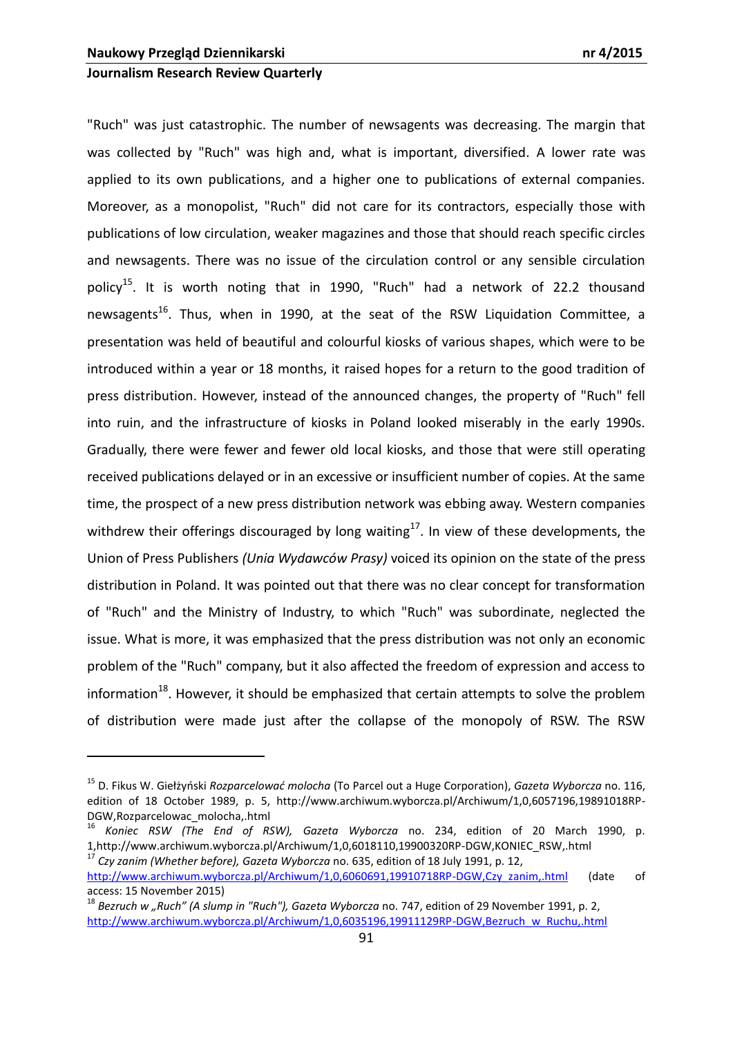"Ruch" was just catastrophic. The number of newsagents was decreasing. The margin that was collected by "Ruch" was high and, what is important, diversified. A lower rate was applied to its own publications, and a higher one to publications of external companies. Moreover, as a monopolist, "Ruch" did not care for its contractors, especially those with publications of low circulation, weaker magazines and those that should reach specific circles and newsagents. There was no issue of the circulation control or any sensible circulation policy[15]. It is worth noting that in 1990, "Ruch" had a network of 22.2 thousand newsagents[16]. Thus, when in 1990, at the seat of the RSW Liquidation Committee, a presentation was held of beautiful and colourful kiosks of various shapes, which were to be introduced within a year or 18 months, it raised hopes for a return to the good tradition of press distribution. However, instead of the announced changes, the property of "Ruch" fell into ruin, and the infrastructure of kiosks in Poland looked miserably in the early 1990s. Gradually, there were fewer and fewer old local kiosks, and those that were still operating received publications delayed or in an excessive or insufficient number of copies. At the same time, the prospect of a new press distribution network was ebbing away. Western companies withdrew their offerings discouraged by long waiting[17]. In view of these developments, the Union of Press Publishers *(Unia Wydawców Prasy)* voiced its opinion on the state of the press distribution in Poland. It was pointed out that there was no clear concept for transformation of "Ruch" and the Ministry of Industry, to which "Ruch" was subordinate, neglected the issue. What is more, it was emphasized that the press distribution was not only an economic problem of the "Ruch" company, but it also affected the freedom of expression and access to information[18]. However, it should be emphasized that certain attempts to solve the problem of distribution were made just after the collapse of the monopoly of RSW. The RSW

---

[15] D. Fikus W. Giełżyński *Rozparcelować molocha* (To Parcel out a Huge Corporation), *Gazeta Wyborcza* no. 116, edition of 18 October 1989, p. 5, http://www.archiwum.wyborcza.pl/Archiwum/1,0,6057196,19891018RP-DGW,Rozparcelowac_molocha,.html

[16] *Koniec RSW (The End of RSW), Gazeta Wyborcza* no. 234, edition of 20 March 1990, p. 1,http://www.archiwum.wyborcza.pl/Archiwum/1,0,6018110,19900320RP-DGW,KONIEC_RSW,.html

[17] *Czy zanim (Whether before), Gazeta Wyborcza* no. 635, edition of 18 July 1991, p. 12, http://www.archiwum.wyborcza.pl/Archiwum/1,0,6060691,19910718RP-DGW,Czy_zanim,.html (date of access: 15 November 2015)

[18] *Bezruch w „Ruch" (A slump in "Ruch"), Gazeta Wyborcza* no. 747, edition of 29 November 1991, p. 2, http://www.archiwum.wyborcza.pl/Archiwum/1,0,6035196,19911129RP-DGW,Bezruch_w_Ruchu,.html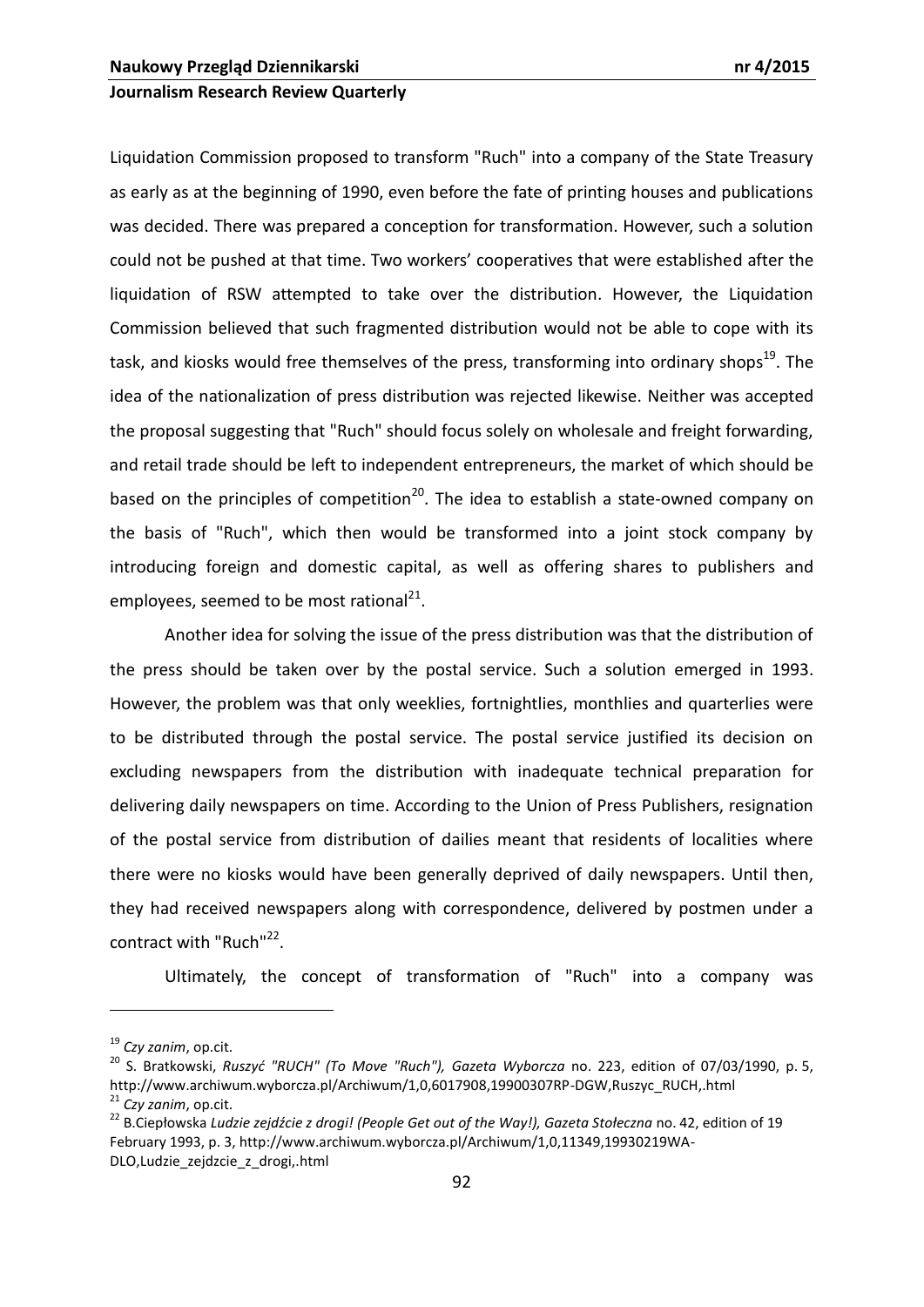Liquidation Commission proposed to transform "Ruch" into a company of the State Treasury as early as at the beginning of 1990, even before the fate of printing houses and publications was decided. There was prepared a conception for transformation. However, such a solution could not be pushed at that time. Two workers' cooperatives that were established after the liquidation of RSW attempted to take over the distribution. However, the Liquidation Commission believed that such fragmented distribution would not be able to cope with its task, and kiosks would free themselves of the press, transforming into ordinary shops[19]. The idea of the nationalization of press distribution was rejected likewise. Neither was accepted the proposal suggesting that "Ruch" should focus solely on wholesale and freight forwarding, and retail trade should be left to independent entrepreneurs, the market of which should be based on the principles of competition[20]. The idea to establish a state-owned company on the basis of "Ruch", which then would be transformed into a joint stock company by introducing foreign and domestic capital, as well as offering shares to publishers and employees, seemed to be most rational[21].

Another idea for solving the issue of the press distribution was that the distribution of the press should be taken over by the postal service. Such a solution emerged in 1993. However, the problem was that only weeklies, fortnightlies, monthlies and quarterlies were to be distributed through the postal service. The postal service justified its decision on excluding newspapers from the distribution with inadequate technical preparation for delivering daily newspapers on time. According to the Union of Press Publishers, resignation of the postal service from distribution of dailies meant that residents of localities where there were no kiosks would have been generally deprived of daily newspapers. Until then, they had received newspapers along with correspondence, delivered by postmen under a contract with "Ruch"[22].

Ultimately, the concept of transformation of "Ruch" into a company was

---

[19] *Czy zanim*, op.cit.

[20] S. Bratkowski, *Ruszyć "RUCH" (To Move "Ruch"), Gazeta Wyborcza* no. 223, edition of 07/03/1990, p. 5, http://www.archiwum.wyborcza.pl/Archiwum/1,0,6017908,19900307RP-DGW,Ruszyc_RUCH,.html

[21] *Czy zanim*, op.cit.

[22] B.Ciepłowska *Ludzie zejdźcie z drogi! (People Get out of the Way!), Gazeta Stołeczna* no. 42, edition of 19 February 1993, p. 3, http://www.archiwum.wyborcza.pl/Archiwum/1,0,11349,19930219WA-DLO,Ludzie_zejdzcie_z_drogi,.html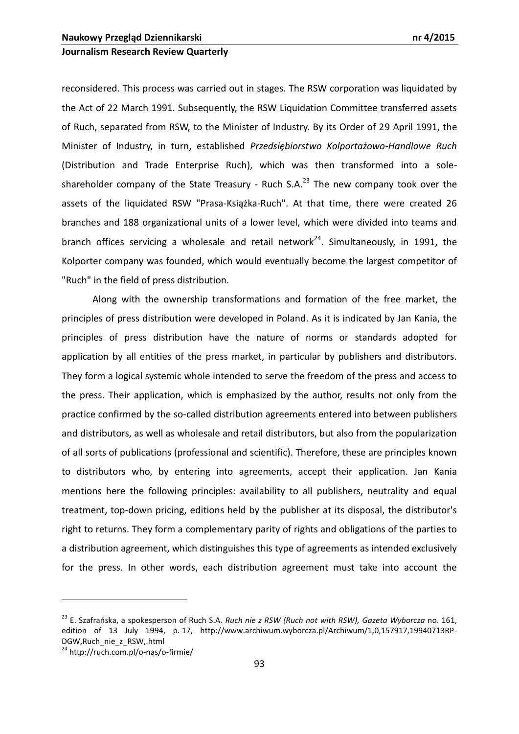reconsidered. This process was carried out in stages. The RSW corporation was liquidated by the Act of 22 March 1991. Subsequently, the RSW Liquidation Committee transferred assets of Ruch, separated from RSW, to the Minister of Industry. By its Order of 29 April 1991, the Minister of Industry, in turn, established *Przedsiębiorstwo Kolportażowo-Handlowe Ruch* (Distribution and Trade Enterprise Ruch), which was then transformed into a sole-shareholder company of the State Treasury - Ruch S.A.[23] The new company took over the assets of the liquidated RSW "Prasa-Książka-Ruch". At that time, there were created 26 branches and 188 organizational units of a lower level, which were divided into teams and branch offices servicing a wholesale and retail network[24]. Simultaneously, in 1991, the Kolporter company was founded, which would eventually become the largest competitor of "Ruch" in the field of press distribution.

Along with the ownership transformations and formation of the free market, the principles of press distribution were developed in Poland. As it is indicated by Jan Kania, the principles of press distribution have the nature of norms or standards adopted for application by all entities of the press market, in particular by publishers and distributors. They form a logical systemic whole intended to serve the freedom of the press and access to the press. Their application, which is emphasized by the author, results not only from the practice confirmed by the so-called distribution agreements entered into between publishers and distributors, as well as wholesale and retail distributors, but also from the popularization of all sorts of publications (professional and scientific). Therefore, these are principles known to distributors who, by entering into agreements, accept their application. Jan Kania mentions here the following principles: availability to all publishers, neutrality and equal treatment, top-down pricing, editions held by the publisher at its disposal, the distributor's right to returns. They form a complementary parity of rights and obligations of the parties to a distribution agreement, which distinguishes this type of agreements as intended exclusively for the press. In other words, each distribution agreement must take into account the

[23] E. Szafrańska, a spokesperson of Ruch S.A. *Ruch nie z RSW (Ruch not with RSW), Gazeta Wyborcza* no. 161, edition of 13 July 1994, p. 17, http://www.archiwum.wyborcza.pl/Archiwum/1,0,157917,19940713RP-DGW,Ruch_nie_z_RSW,.html

[24] http://ruch.com.pl/o-nas/o-firmie/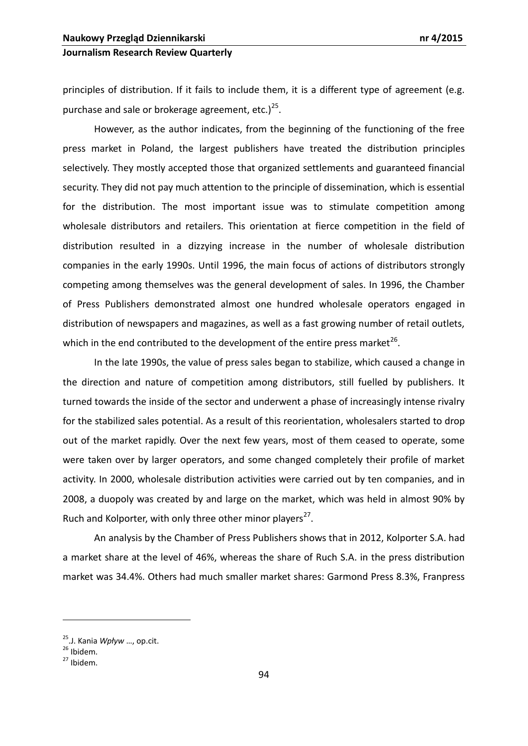principles of distribution. If it fails to include them, it is a different type of agreement (e.g. purchase and sale or brokerage agreement, etc.)[25].

However, as the author indicates, from the beginning of the functioning of the free press market in Poland, the largest publishers have treated the distribution principles selectively. They mostly accepted those that organized settlements and guaranteed financial security. They did not pay much attention to the principle of dissemination, which is essential for the distribution. The most important issue was to stimulate competition among wholesale distributors and retailers. This orientation at fierce competition in the field of distribution resulted in a dizzying increase in the number of wholesale distribution companies in the early 1990s. Until 1996, the main focus of actions of distributors strongly competing among themselves was the general development of sales. In 1996, the Chamber of Press Publishers demonstrated almost one hundred wholesale operators engaged in distribution of newspapers and magazines, as well as a fast growing number of retail outlets, which in the end contributed to the development of the entire press market[26].

In the late 1990s, the value of press sales began to stabilize, which caused a change in the direction and nature of competition among distributors, still fuelled by publishers. It turned towards the inside of the sector and underwent a phase of increasingly intense rivalry for the stabilized sales potential. As a result of this reorientation, wholesalers started to drop out of the market rapidly. Over the next few years, most of them ceased to operate, some were taken over by larger operators, and some changed completely their profile of market activity. In 2000, wholesale distribution activities were carried out by ten companies, and in 2008, a duopoly was created by and large on the market, which was held in almost 90% by Ruch and Kolporter, with only three other minor players[27].

An analysis by the Chamber of Press Publishers shows that in 2012, Kolporter S.A. had a market share at the level of 46%, whereas the share of Ruch S.A. in the press distribution market was 34.4%. Others had much smaller market shares: Garmond Press 8.3%, Franpress

---

[25] J. Kania *Wpływ* …, op.cit.

[26] Ibidem.

[27] Ibidem.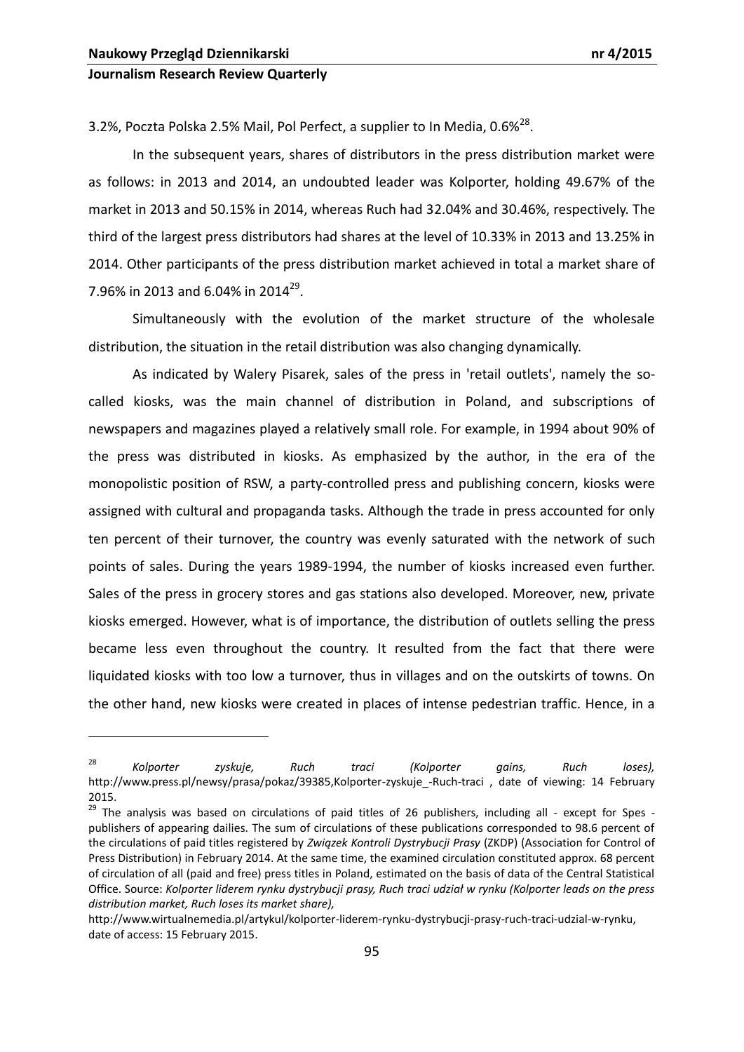3.2%, Poczta Polska 2.5% Mail, Pol Perfect, a supplier to In Media, 0.6%[28].

In the subsequent years, shares of distributors in the press distribution market were as follows: in 2013 and 2014, an undoubted leader was Kolporter, holding 49.67% of the market in 2013 and 50.15% in 2014, whereas Ruch had 32.04% and 30.46%, respectively. The third of the largest press distributors had shares at the level of 10.33% in 2013 and 13.25% in 2014. Other participants of the press distribution market achieved in total a market share of 7.96% in 2013 and 6.04% in 2014[29].

Simultaneously with the evolution of the market structure of the wholesale distribution, the situation in the retail distribution was also changing dynamically.

As indicated by Walery Pisarek, sales of the press in 'retail outlets', namely the so-called kiosks, was the main channel of distribution in Poland, and subscriptions of newspapers and magazines played a relatively small role. For example, in 1994 about 90% of the press was distributed in kiosks. As emphasized by the author, in the era of the monopolistic position of RSW, a party-controlled press and publishing concern, kiosks were assigned with cultural and propaganda tasks. Although the trade in press accounted for only ten percent of their turnover, the country was evenly saturated with the network of such points of sales. During the years 1989-1994, the number of kiosks increased even further. Sales of the press in grocery stores and gas stations also developed. Moreover, new, private kiosks emerged. However, what is of importance, the distribution of outlets selling the press became less even throughout the country. It resulted from the fact that there were liquidated kiosks with too low a turnover, thus in villages and on the outskirts of towns. On the other hand, new kiosks were created in places of intense pedestrian traffic. Hence, in a

---

[28] *Kolporter zyskuje, Ruch traci (Kolporter gains, Ruch loses),* http://www.press.pl/newsy/prasa/pokaz/39385,Kolporter-zyskuje_-Ruch-traci , date of viewing: 14 February 2015.

[29] The analysis was based on circulations of paid titles of 26 publishers, including all - except for Spes - publishers of appearing dailies. The sum of circulations of these publications corresponded to 98.6 percent of the circulations of paid titles registered by *Związek Kontroli Dystrybucji Prasy* (ZKDP) (Association for Control of Press Distribution) in February 2014. At the same time, the examined circulation constituted approx. 68 percent of circulation of all (paid and free) press titles in Poland, estimated on the basis of data of the Central Statistical Office. Source: *Kolporter liderem rynku dystrybucji prasy, Ruch traci udział w rynku (Kolporter leads on the press distribution market, Ruch loses its market share),* http://www.wirtualnemedia.pl/artykul/kolporter-liderem-rynku-dystrybucji-prasy-ruch-traci-udzial-w-rynku, date of access: 15 February 2015.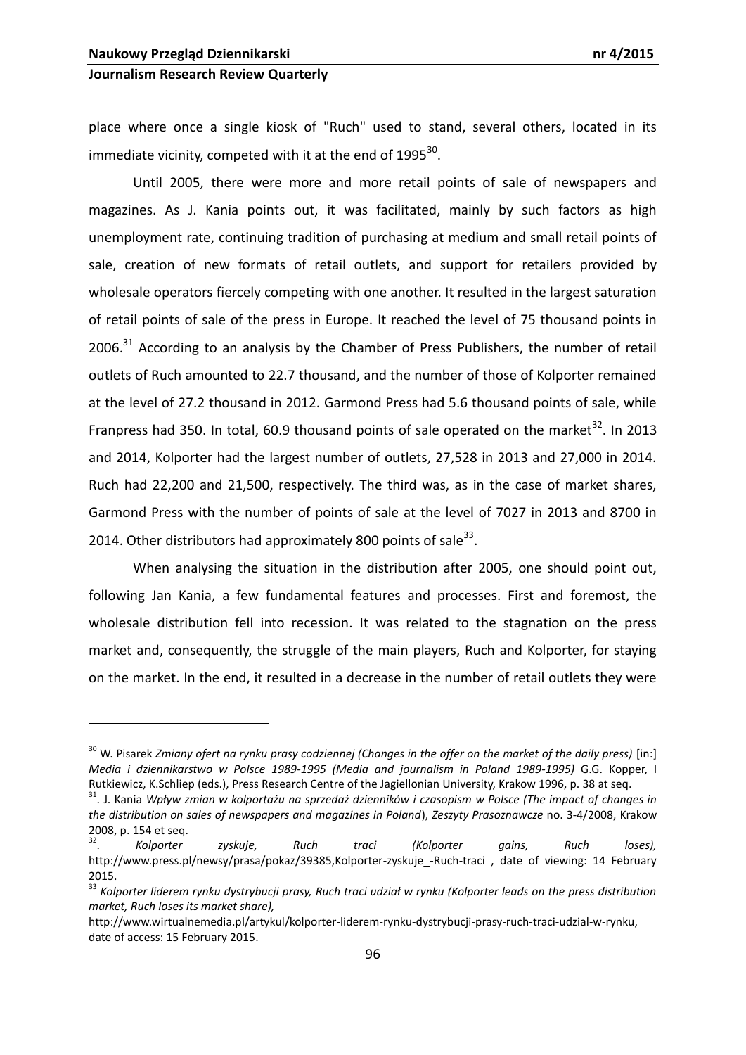place where once a single kiosk of "Ruch" used to stand, several others, located in its immediate vicinity, competed with it at the end of 1995[30].

Until 2005, there were more and more retail points of sale of newspapers and magazines. As J. Kania points out, it was facilitated, mainly by such factors as high unemployment rate, continuing tradition of purchasing at medium and small retail points of sale, creation of new formats of retail outlets, and support for retailers provided by wholesale operators fiercely competing with one another. It resulted in the largest saturation of retail points of sale of the press in Europe. It reached the level of 75 thousand points in 2006.[31] According to an analysis by the Chamber of Press Publishers, the number of retail outlets of Ruch amounted to 22.7 thousand, and the number of those of Kolporter remained at the level of 27.2 thousand in 2012. Garmond Press had 5.6 thousand points of sale, while Franpress had 350. In total, 60.9 thousand points of sale operated on the market[32]. In 2013 and 2014, Kolporter had the largest number of outlets, 27,528 in 2013 and 27,000 in 2014. Ruch had 22,200 and 21,500, respectively. The third was, as in the case of market shares, Garmond Press with the number of points of sale at the level of 7027 in 2013 and 8700 in 2014. Other distributors had approximately 800 points of sale[33].

When analysing the situation in the distribution after 2005, one should point out, following Jan Kania, a few fundamental features and processes. First and foremost, the wholesale distribution fell into recession. It was related to the stagnation on the press market and, consequently, the struggle of the main players, Ruch and Kolporter, for staying on the market. In the end, it resulted in a decrease in the number of retail outlets they were

---

[30] W. Pisarek *Zmiany ofert na rynku prasy codziennej (Changes in the offer on the market of the daily press)* [in:] *Media i dziennikarstwo w Polsce 1989-1995 (Media and journalism in Poland 1989-1995)* G.G. Kopper, I Rutkiewicz, K.Schliep (eds.), Press Research Centre of the Jagiellonian University, Krakow 1996, p. 38 at seq.

[31]. J. Kania *Wpływ zmian w kolportażu na sprzedaż dzienników i czasopism w Polsce (The impact of changes in the distribution on sales of newspapers and magazines in Poland)*, *Zeszyty Prasoznawcze* no. 3-4/2008, Krakow 2008, p. 154 et seq.

[32]. *Kolporter zyskuje, Ruch traci (Kolporter gains, Ruch loses),* http://www.press.pl/newsy/prasa/pokaz/39385,Kolporter-zyskuje_-Ruch-traci , date of viewing: 14 February 2015.

[33] *Kolporter liderem rynku dystrybucji prasy, Ruch traci udział w rynku (Kolporter leads on the press distribution market, Ruch loses its market share),* http://www.wirtualnemedia.pl/artykul/kolporter-liderem-rynku-dystrybucji-prasy-ruch-traci-udzial-w-rynku, date of access: 15 February 2015.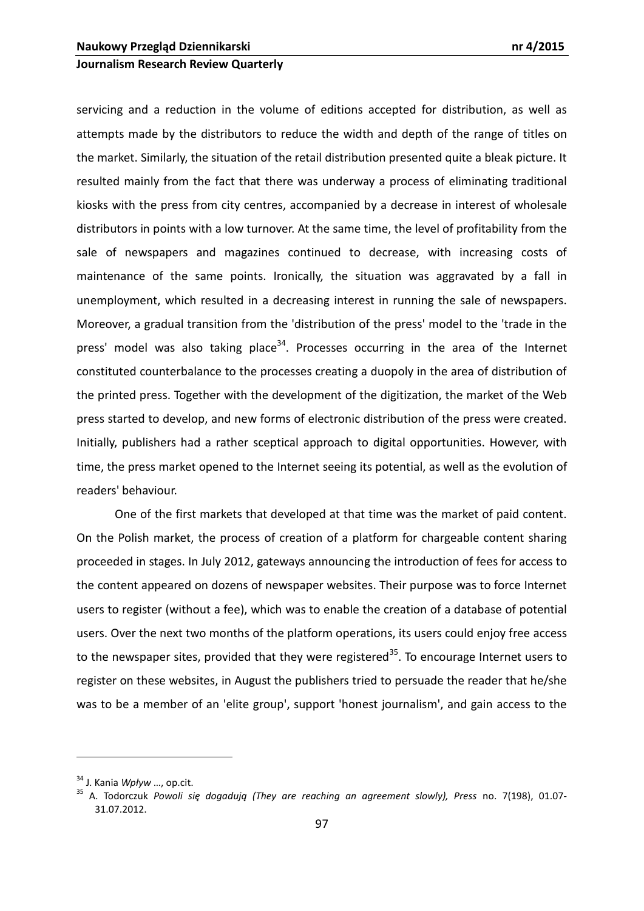servicing and a reduction in the volume of editions accepted for distribution, as well as attempts made by the distributors to reduce the width and depth of the range of titles on the market. Similarly, the situation of the retail distribution presented quite a bleak picture. It resulted mainly from the fact that there was underway a process of eliminating traditional kiosks with the press from city centres, accompanied by a decrease in interest of wholesale distributors in points with a low turnover. At the same time, the level of profitability from the sale of newspapers and magazines continued to decrease, with increasing costs of maintenance of the same points. Ironically, the situation was aggravated by a fall in unemployment, which resulted in a decreasing interest in running the sale of newspapers. Moreover, a gradual transition from the 'distribution of the press' model to the 'trade in the press' model was also taking place[34]. Processes occurring in the area of the Internet constituted counterbalance to the processes creating a duopoly in the area of distribution of the printed press. Together with the development of the digitization, the market of the Web press started to develop, and new forms of electronic distribution of the press were created. Initially, publishers had a rather sceptical approach to digital opportunities. However, with time, the press market opened to the Internet seeing its potential, as well as the evolution of readers' behaviour.

One of the first markets that developed at that time was the market of paid content. On the Polish market, the process of creation of a platform for chargeable content sharing proceeded in stages. In July 2012, gateways announcing the introduction of fees for access to the content appeared on dozens of newspaper websites. Their purpose was to force Internet users to register (without a fee), which was to enable the creation of a database of potential users. Over the next two months of the platform operations, its users could enjoy free access to the newspaper sites, provided that they were registered[35]. To encourage Internet users to register on these websites, in August the publishers tried to persuade the reader that he/she was to be a member of an 'elite group', support 'honest journalism', and gain access to the

---

[34] J. Kania *Wpływ* ..., op.cit.

[35] A. Todorczuk *Powoli się dogadują (They are reaching an agreement slowly), Press* no. 7(198), 01.07-31.07.2012.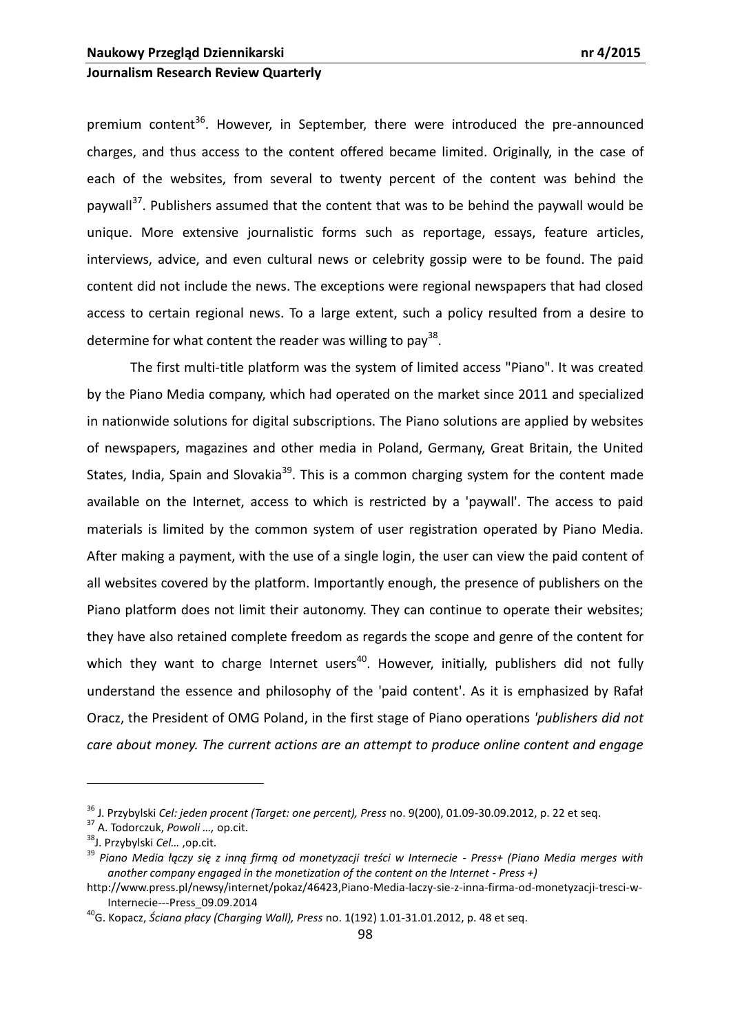premium content[36]. However, in September, there were introduced the pre-announced charges, and thus access to the content offered became limited. Originally, in the case of each of the websites, from several to twenty percent of the content was behind the paywall[37]. Publishers assumed that the content that was to be behind the paywall would be unique. More extensive journalistic forms such as reportage, essays, feature articles, interviews, advice, and even cultural news or celebrity gossip were to be found. The paid content did not include the news. The exceptions were regional newspapers that had closed access to certain regional news. To a large extent, such a policy resulted from a desire to determine for what content the reader was willing to pay[38].

The first multi-title platform was the system of limited access "Piano". It was created by the Piano Media company, which had operated on the market since 2011 and specialized in nationwide solutions for digital subscriptions. The Piano solutions are applied by websites of newspapers, magazines and other media in Poland, Germany, Great Britain, the United States, India, Spain and Slovakia[39]. This is a common charging system for the content made available on the Internet, access to which is restricted by a 'paywall'. The access to paid materials is limited by the common system of user registration operated by Piano Media. After making a payment, with the use of a single login, the user can view the paid content of all websites covered by the platform. Importantly enough, the presence of publishers on the Piano platform does not limit their autonomy. They can continue to operate their websites; they have also retained complete freedom as regards the scope and genre of the content for which they want to charge Internet users[40]. However, initially, publishers did not fully understand the essence and philosophy of the 'paid content'. As it is emphasized by Rafał Oracz, the President of OMG Poland, in the first stage of Piano operations *'publishers did not care about money. The current actions are an attempt to produce online content and engage*

---

[36] J. Przybylski *Cel: jeden procent (Target: one percent), Press* no. 9(200), 01.09-30.09.2012, p. 22 et seq.

[37] A. Todorczuk, *Powoli …,* op.cit.

[38] J. Przybylski *Cel…* ,op.cit.

[39] *Piano Media łączy się z inną firmą od monetyzacji treści w Internecie - Press+ (Piano Media merges with another company engaged in the monetization of the content on the Internet - Press +)* http://www.press.pl/newsy/internet/pokaz/46423,Piano-Media-laczy-sie-z-inna-firma-od-monetyzacji-tresci-w-Internecie---Press_09.09.2014

[40] G. Kopacz, *Ściana płacy (Charging Wall), Press* no. 1(192) 1.01-31.01.2012, p. 48 et seq.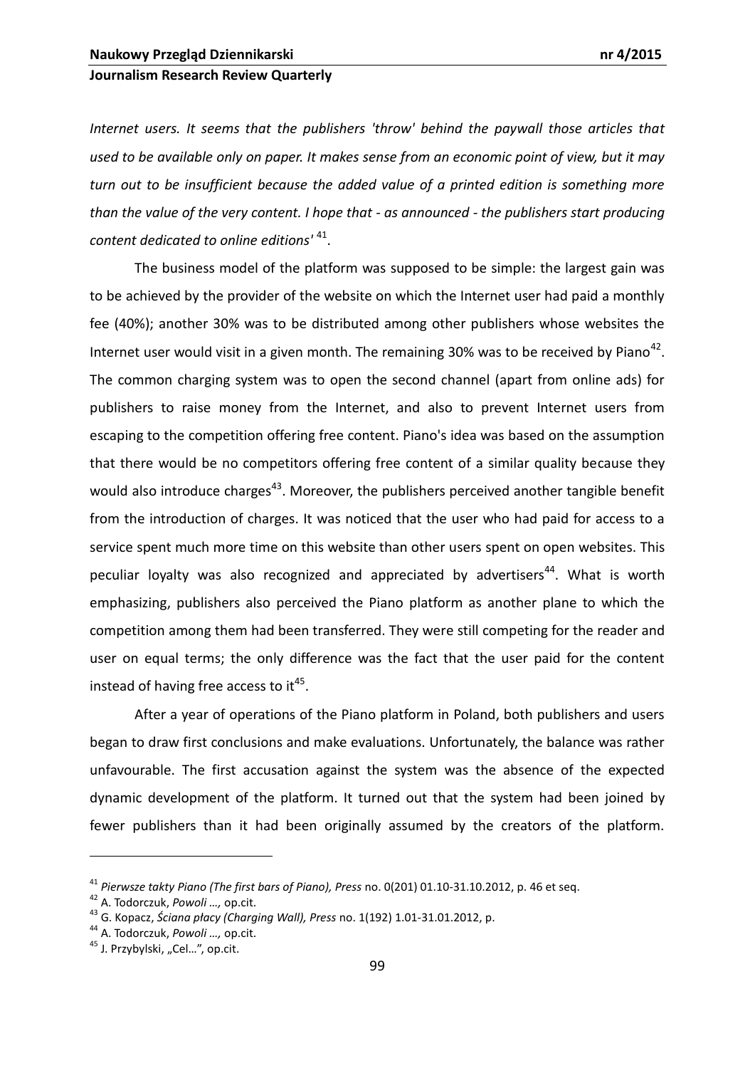*Internet users. It seems that the publishers 'throw' behind the paywall those articles that used to be available only on paper. It makes sense from an economic point of view, but it may turn out to be insufficient because the added value of a printed edition is something more than the value of the very content. I hope that - as announced - the publishers start producing content dedicated to online editions'* [41].

The business model of the platform was supposed to be simple: the largest gain was to be achieved by the provider of the website on which the Internet user had paid a monthly fee (40%); another 30% was to be distributed among other publishers whose websites the Internet user would visit in a given month. The remaining 30% was to be received by Piano[42]. The common charging system was to open the second channel (apart from online ads) for publishers to raise money from the Internet, and also to prevent Internet users from escaping to the competition offering free content. Piano's idea was based on the assumption that there would be no competitors offering free content of a similar quality because they would also introduce charges[43]. Moreover, the publishers perceived another tangible benefit from the introduction of charges. It was noticed that the user who had paid for access to a service spent much more time on this website than other users spent on open websites. This peculiar loyalty was also recognized and appreciated by advertisers[44]. What is worth emphasizing, publishers also perceived the Piano platform as another plane to which the competition among them had been transferred. They were still competing for the reader and user on equal terms; the only difference was the fact that the user paid for the content instead of having free access to it[45].

After a year of operations of the Piano platform in Poland, both publishers and users began to draw first conclusions and make evaluations. Unfortunately, the balance was rather unfavourable. The first accusation against the system was the absence of the expected dynamic development of the platform. It turned out that the system had been joined by fewer publishers than it had been originally assumed by the creators of the platform.

---

[41] *Pierwsze takty Piano (The first bars of Piano), Press* no. 0(201) 01.10-31.10.2012, p. 46 et seq.

[42] A. Todorczuk, *Powoli …,* op.cit.

[43] G. Kopacz, *Ściana płacy (Charging Wall), Press* no. 1(192) 1.01-31.01.2012, p.

[44] A. Todorczuk, *Powoli …,* op.cit.

[45] J. Przybylski, „Cel…", op.cit.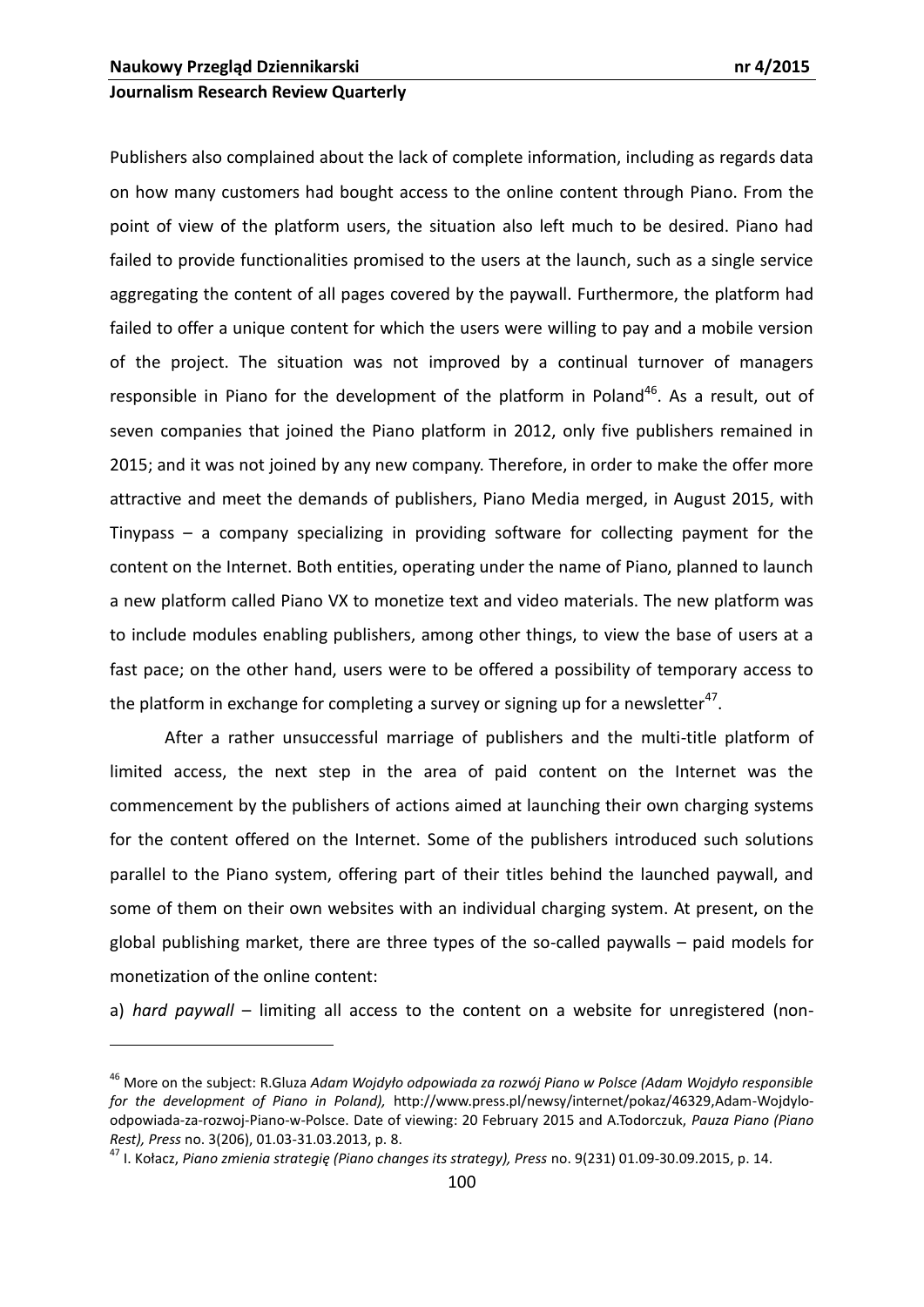Publishers also complained about the lack of complete information, including as regards data on how many customers had bought access to the online content through Piano. From the point of view of the platform users, the situation also left much to be desired. Piano had failed to provide functionalities promised to the users at the launch, such as a single service aggregating the content of all pages covered by the paywall. Furthermore, the platform had failed to offer a unique content for which the users were willing to pay and a mobile version of the project. The situation was not improved by a continual turnover of managers responsible in Piano for the development of the platform in Poland[46]. As a result, out of seven companies that joined the Piano platform in 2012, only five publishers remained in 2015; and it was not joined by any new company. Therefore, in order to make the offer more attractive and meet the demands of publishers, Piano Media merged, in August 2015, with Tinypass – a company specializing in providing software for collecting payment for the content on the Internet. Both entities, operating under the name of Piano, planned to launch a new platform called Piano VX to monetize text and video materials. The new platform was to include modules enabling publishers, among other things, to view the base of users at a fast pace; on the other hand, users were to be offered a possibility of temporary access to the platform in exchange for completing a survey or signing up for a newsletter[47].

After a rather unsuccessful marriage of publishers and the multi-title platform of limited access, the next step in the area of paid content on the Internet was the commencement by the publishers of actions aimed at launching their own charging systems for the content offered on the Internet. Some of the publishers introduced such solutions parallel to the Piano system, offering part of their titles behind the launched paywall, and some of them on their own websites with an individual charging system. At present, on the global publishing market, there are three types of the so-called paywalls – paid models for monetization of the online content:

a) *hard paywall* – limiting all access to the content on a website for unregistered (non-

---

[46] More on the subject: R.Gluza *Adam Wojdyło odpowiada za rozwój Piano w Polsce (Adam Wojdyło responsible for the development of Piano in Poland),* http://www.press.pl/newsy/internet/pokaz/46329,Adam-Wojdylo-odpowiada-za-rozwoj-Piano-w-Polsce. Date of viewing: 20 February 2015 and A.Todorczuk, *Pauza Piano (Piano Rest), Press* no. 3(206), 01.03-31.03.2013, p. 8.

[47] I. Kołacz, *Piano zmienia strategię (Piano changes its strategy), Press* no. 9(231) 01.09-30.09.2015, p. 14.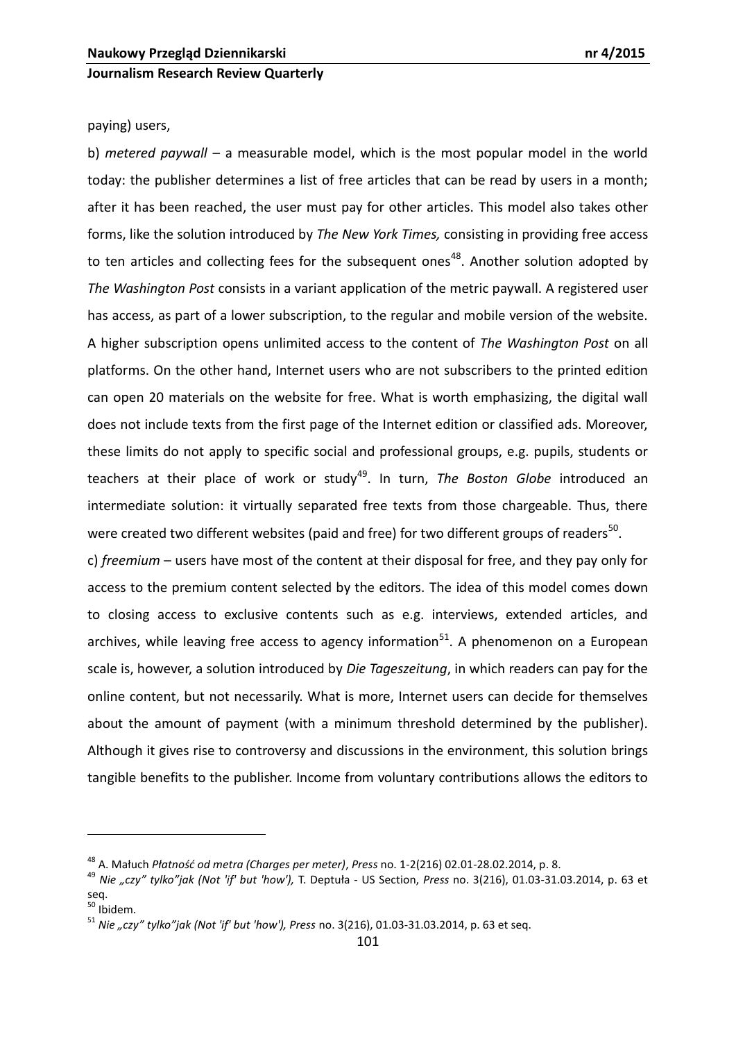paying) users,

b) *metered paywall* – a measurable model, which is the most popular model in the world today: the publisher determines a list of free articles that can be read by users in a month; after it has been reached, the user must pay for other articles. This model also takes other forms, like the solution introduced by *The New York Times,* consisting in providing free access to ten articles and collecting fees for the subsequent ones[48]. Another solution adopted by *The Washington Post* consists in a variant application of the metric paywall. A registered user has access, as part of a lower subscription, to the regular and mobile version of the website. A higher subscription opens unlimited access to the content of *The Washington Post* on all platforms. On the other hand, Internet users who are not subscribers to the printed edition can open 20 materials on the website for free. What is worth emphasizing, the digital wall does not include texts from the first page of the Internet edition or classified ads. Moreover, these limits do not apply to specific social and professional groups, e.g. pupils, students or teachers at their place of work or study[49]. In turn, *The Boston Globe* introduced an intermediate solution: it virtually separated free texts from those chargeable. Thus, there were created two different websites (paid and free) for two different groups of readers[50].

c) *freemium* – users have most of the content at their disposal for free, and they pay only for access to the premium content selected by the editors. The idea of this model comes down to closing access to exclusive contents such as e.g. interviews, extended articles, and archives, while leaving free access to agency information[51]. A phenomenon on a European scale is, however, a solution introduced by *Die Tageszeitung*, in which readers can pay for the online content, but not necessarily. What is more, Internet users can decide for themselves about the amount of payment (with a minimum threshold determined by the publisher). Although it gives rise to controversy and discussions in the environment, this solution brings tangible benefits to the publisher. Income from voluntary contributions allows the editors to

---

[48] A. Małuch *Płatność od metra (Charges per meter)*, *Press* no. 1-2(216) 02.01-28.02.2014, p. 8.

[49] *Nie „czy" tylko"jak (Not 'if' but 'how'),* T. Deptuła - US Section, *Press* no. 3(216), 01.03-31.03.2014, p. 63 et seq.

[50] Ibidem.

[51] *Nie „czy" tylko"jak (Not 'if' but 'how'), Press* no. 3(216), 01.03-31.03.2014, p. 63 et seq.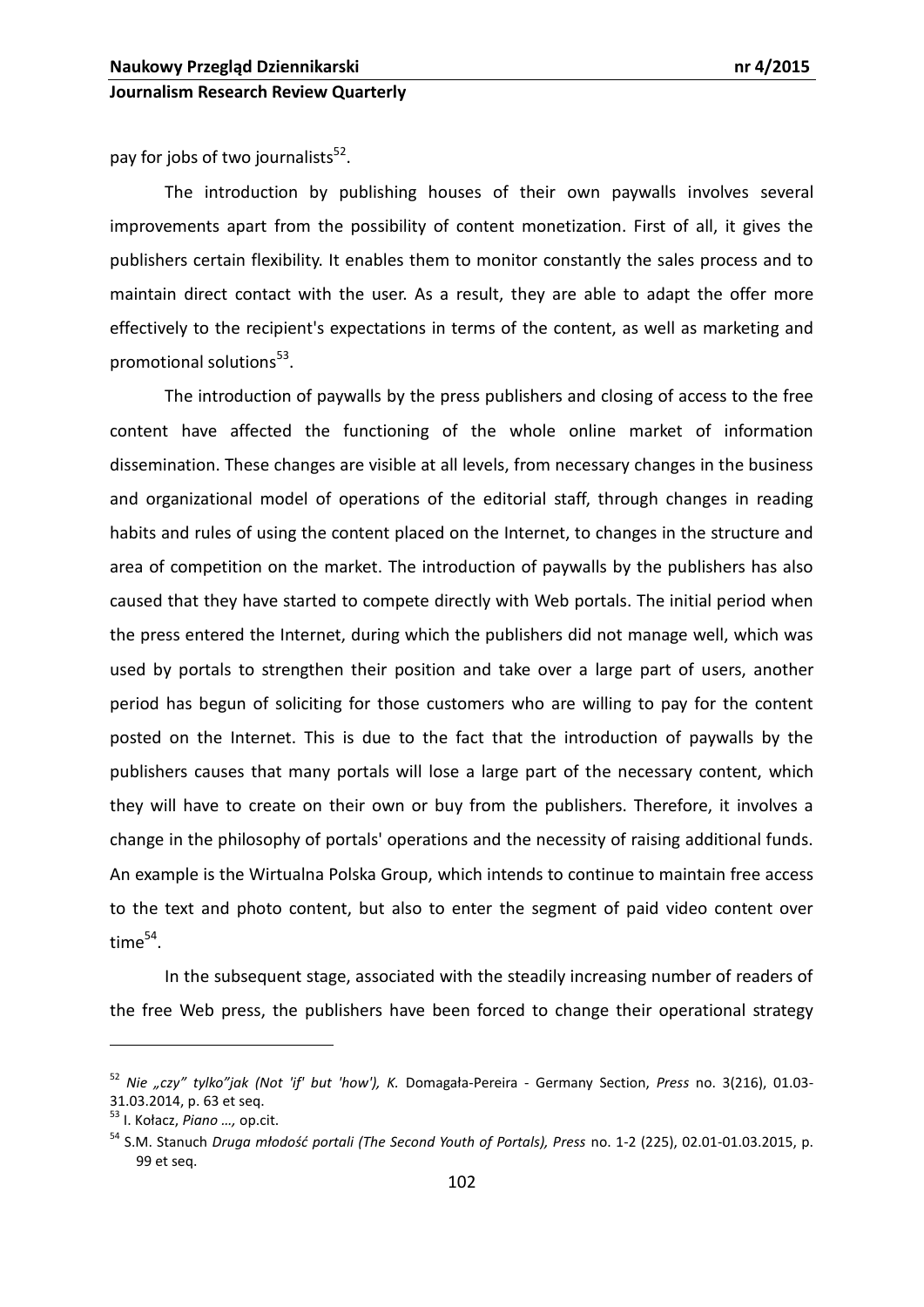pay for jobs of two journalists[52].

The introduction by publishing houses of their own paywalls involves several improvements apart from the possibility of content monetization. First of all, it gives the publishers certain flexibility. It enables them to monitor constantly the sales process and to maintain direct contact with the user. As a result, they are able to adapt the offer more effectively to the recipient's expectations in terms of the content, as well as marketing and promotional solutions[53].

The introduction of paywalls by the press publishers and closing of access to the free content have affected the functioning of the whole online market of information dissemination. These changes are visible at all levels, from necessary changes in the business and organizational model of operations of the editorial staff, through changes in reading habits and rules of using the content placed on the Internet, to changes in the structure and area of competition on the market. The introduction of paywalls by the publishers has also caused that they have started to compete directly with Web portals. The initial period when the press entered the Internet, during which the publishers did not manage well, which was used by portals to strengthen their position and take over a large part of users, another period has begun of soliciting for those customers who are willing to pay for the content posted on the Internet. This is due to the fact that the introduction of paywalls by the publishers causes that many portals will lose a large part of the necessary content, which they will have to create on their own or buy from the publishers. Therefore, it involves a change in the philosophy of portals' operations and the necessity of raising additional funds. An example is the Wirtualna Polska Group, which intends to continue to maintain free access to the text and photo content, but also to enter the segment of paid video content over time[54].

In the subsequent stage, associated with the steadily increasing number of readers of the free Web press, the publishers have been forced to change their operational strategy

---

[52] *Nie „czy" tylko"jak (Not 'if' but 'how'), K.* Domagała-Pereira - Germany Section, *Press* no. 3(216), 01.03-31.03.2014, p. 63 et seq.

[53] I. Kołacz, *Piano …,* op.cit.

[54] S.M. Stanuch *Druga młodość portali (The Second Youth of Portals), Press* no. 1-2 (225), 02.01-01.03.2015, p. 99 et seq.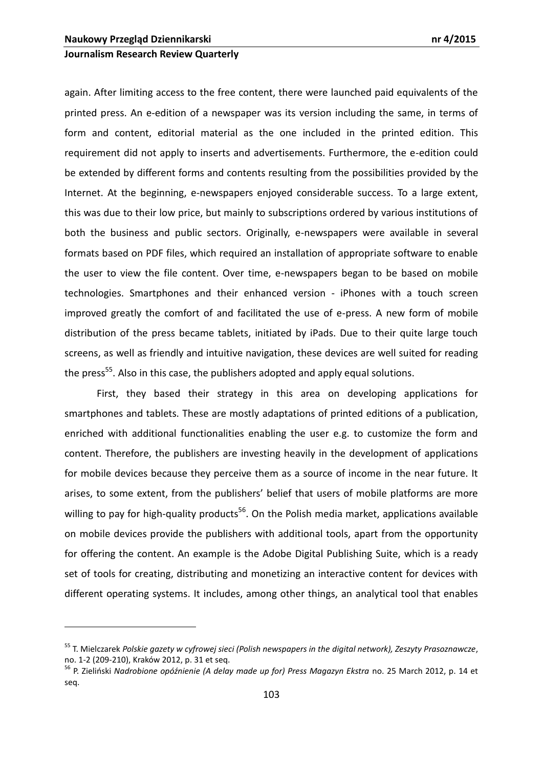again. After limiting access to the free content, there were launched paid equivalents of the printed press. An e-edition of a newspaper was its version including the same, in terms of form and content, editorial material as the one included in the printed edition. This requirement did not apply to inserts and advertisements. Furthermore, the e-edition could be extended by different forms and contents resulting from the possibilities provided by the Internet. At the beginning, e-newspapers enjoyed considerable success. To a large extent, this was due to their low price, but mainly to subscriptions ordered by various institutions of both the business and public sectors. Originally, e-newspapers were available in several formats based on PDF files, which required an installation of appropriate software to enable the user to view the file content. Over time, e-newspapers began to be based on mobile technologies. Smartphones and their enhanced version - iPhones with a touch screen improved greatly the comfort of and facilitated the use of e-press. A new form of mobile distribution of the press became tablets, initiated by iPads. Due to their quite large touch screens, as well as friendly and intuitive navigation, these devices are well suited for reading the press[55]. Also in this case, the publishers adopted and apply equal solutions.

First, they based their strategy in this area on developing applications for smartphones and tablets. These are mostly adaptations of printed editions of a publication, enriched with additional functionalities enabling the user e.g. to customize the form and content. Therefore, the publishers are investing heavily in the development of applications for mobile devices because they perceive them as a source of income in the near future. It arises, to some extent, from the publishers' belief that users of mobile platforms are more willing to pay for high-quality products[56]. On the Polish media market, applications available on mobile devices provide the publishers with additional tools, apart from the opportunity for offering the content. An example is the Adobe Digital Publishing Suite, which is a ready set of tools for creating, distributing and monetizing an interactive content for devices with different operating systems. It includes, among other things, an analytical tool that enables

---

[55] T. Mielczarek *Polskie gazety w cyfrowej sieci (Polish newspapers in the digital network), Zeszyty Prasoznawcze*, no. 1-2 (209-210), Kraków 2012, p. 31 et seq.

[56] P. Zieliński *Nadrobione opóźnienie (A delay made up for) Press Magazyn Ekstra* no. 25 March 2012, p. 14 et seq.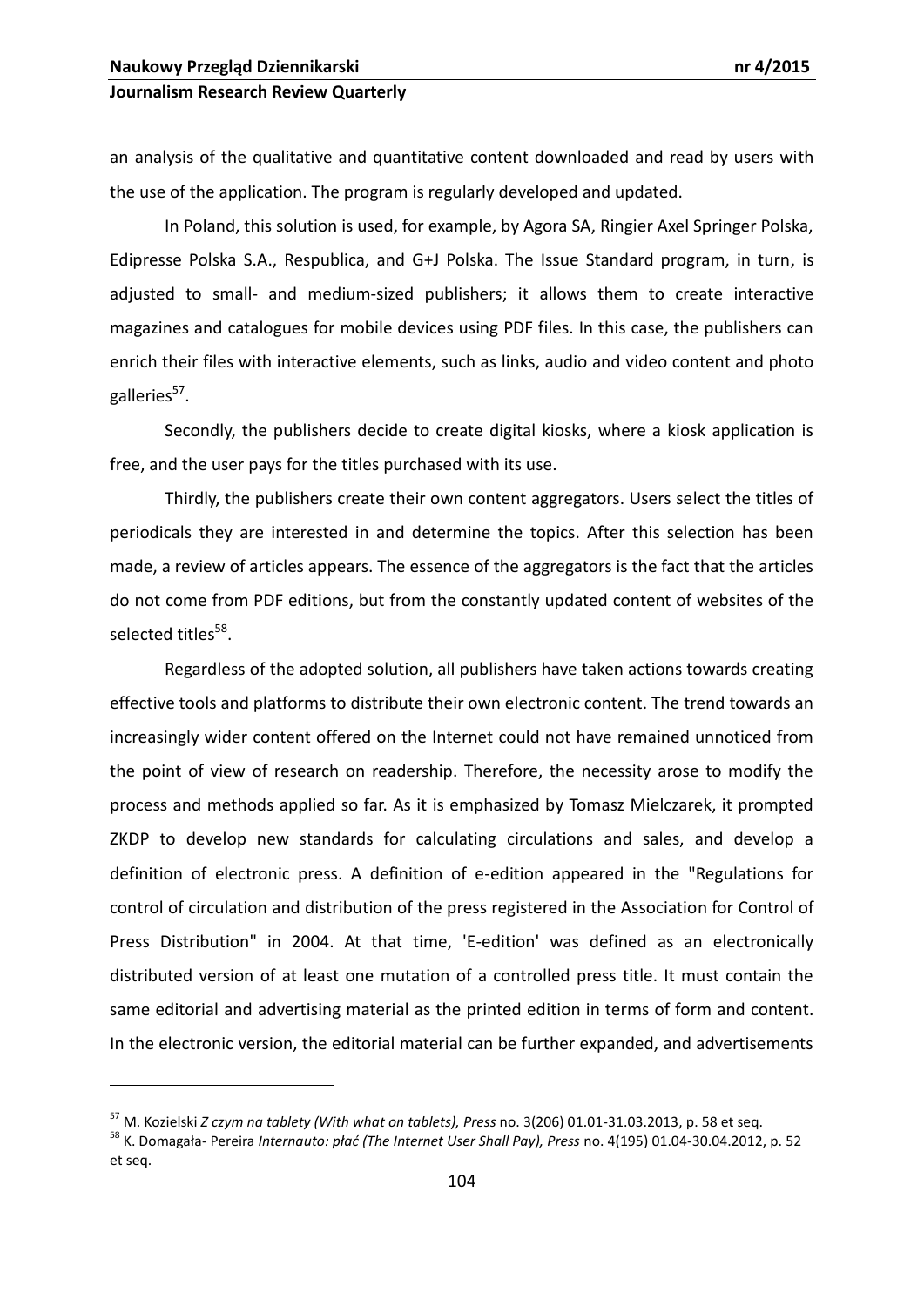an analysis of the qualitative and quantitative content downloaded and read by users with the use of the application. The program is regularly developed and updated.

In Poland, this solution is used, for example, by Agora SA, Ringier Axel Springer Polska, Edipresse Polska S.A., Respublica, and G+J Polska. The Issue Standard program, in turn, is adjusted to small- and medium-sized publishers; it allows them to create interactive magazines and catalogues for mobile devices using PDF files. In this case, the publishers can enrich their files with interactive elements, such as links, audio and video content and photo galleries[57].

Secondly, the publishers decide to create digital kiosks, where a kiosk application is free, and the user pays for the titles purchased with its use.

Thirdly, the publishers create their own content aggregators. Users select the titles of periodicals they are interested in and determine the topics. After this selection has been made, a review of articles appears. The essence of the aggregators is the fact that the articles do not come from PDF editions, but from the constantly updated content of websites of the selected titles[58].

Regardless of the adopted solution, all publishers have taken actions towards creating effective tools and platforms to distribute their own electronic content. The trend towards an increasingly wider content offered on the Internet could not have remained unnoticed from the point of view of research on readership. Therefore, the necessity arose to modify the process and methods applied so far. As it is emphasized by Tomasz Mielczarek, it prompted ZKDP to develop new standards for calculating circulations and sales, and develop a definition of electronic press. A definition of e-edition appeared in the "Regulations for control of circulation and distribution of the press registered in the Association for Control of Press Distribution" in 2004. At that time, 'E-edition' was defined as an electronically distributed version of at least one mutation of a controlled press title. It must contain the same editorial and advertising material as the printed edition in terms of form and content. In the electronic version, the editorial material can be further expanded, and advertisements

---

[57] M. Kozielski *Z czym na tablety (With what on tablets), Press* no. 3(206) 01.01-31.03.2013, p. 58 et seq.

[58] K. Domagała- Pereira *Internauto: płać (The Internet User Shall Pay), Press* no. 4(195) 01.04-30.04.2012, p. 52 et seq.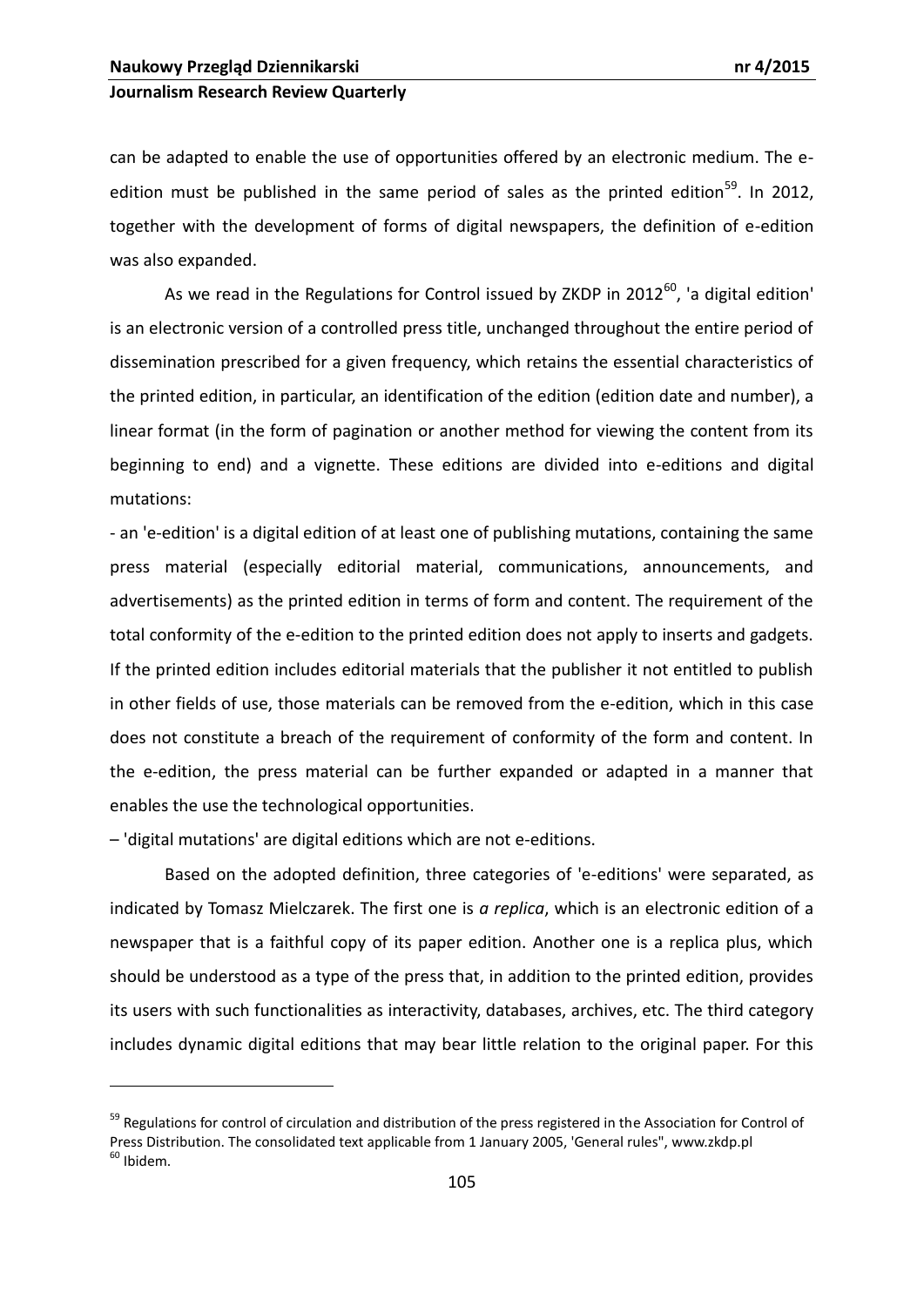can be adapted to enable the use of opportunities offered by an electronic medium. The e-edition must be published in the same period of sales as the printed edition[59]. In 2012, together with the development of forms of digital newspapers, the definition of e-edition was also expanded.

As we read in the Regulations for Control issued by ZKDP in 2012[60], 'a digital edition' is an electronic version of a controlled press title, unchanged throughout the entire period of dissemination prescribed for a given frequency, which retains the essential characteristics of the printed edition, in particular, an identification of the edition (edition date and number), a linear format (in the form of pagination or another method for viewing the content from its beginning to end) and a vignette. These editions are divided into e-editions and digital mutations:

- an 'e-edition' is a digital edition of at least one of publishing mutations, containing the same press material (especially editorial material, communications, announcements, and advertisements) as the printed edition in terms of form and content. The requirement of the total conformity of the e-edition to the printed edition does not apply to inserts and gadgets. If the printed edition includes editorial materials that the publisher it not entitled to publish in other fields of use, those materials can be removed from the e-edition, which in this case does not constitute a breach of the requirement of conformity of the form and content. In the e-edition, the press material can be further expanded or adapted in a manner that enables the use the technological opportunities.

– 'digital mutations' are digital editions which are not e-editions.

Based on the adopted definition, three categories of 'e-editions' were separated, as indicated by Tomasz Mielczarek. The first one is *a replica*, which is an electronic edition of a newspaper that is a faithful copy of its paper edition. Another one is a replica plus, which should be understood as a type of the press that, in addition to the printed edition, provides its users with such functionalities as interactivity, databases, archives, etc. The third category includes dynamic digital editions that may bear little relation to the original paper. For this

[59] Regulations for control of circulation and distribution of the press registered in the Association for Control of Press Distribution. The consolidated text applicable from 1 January 2005, 'General rules", www.zkdp.pl

[60] Ibidem.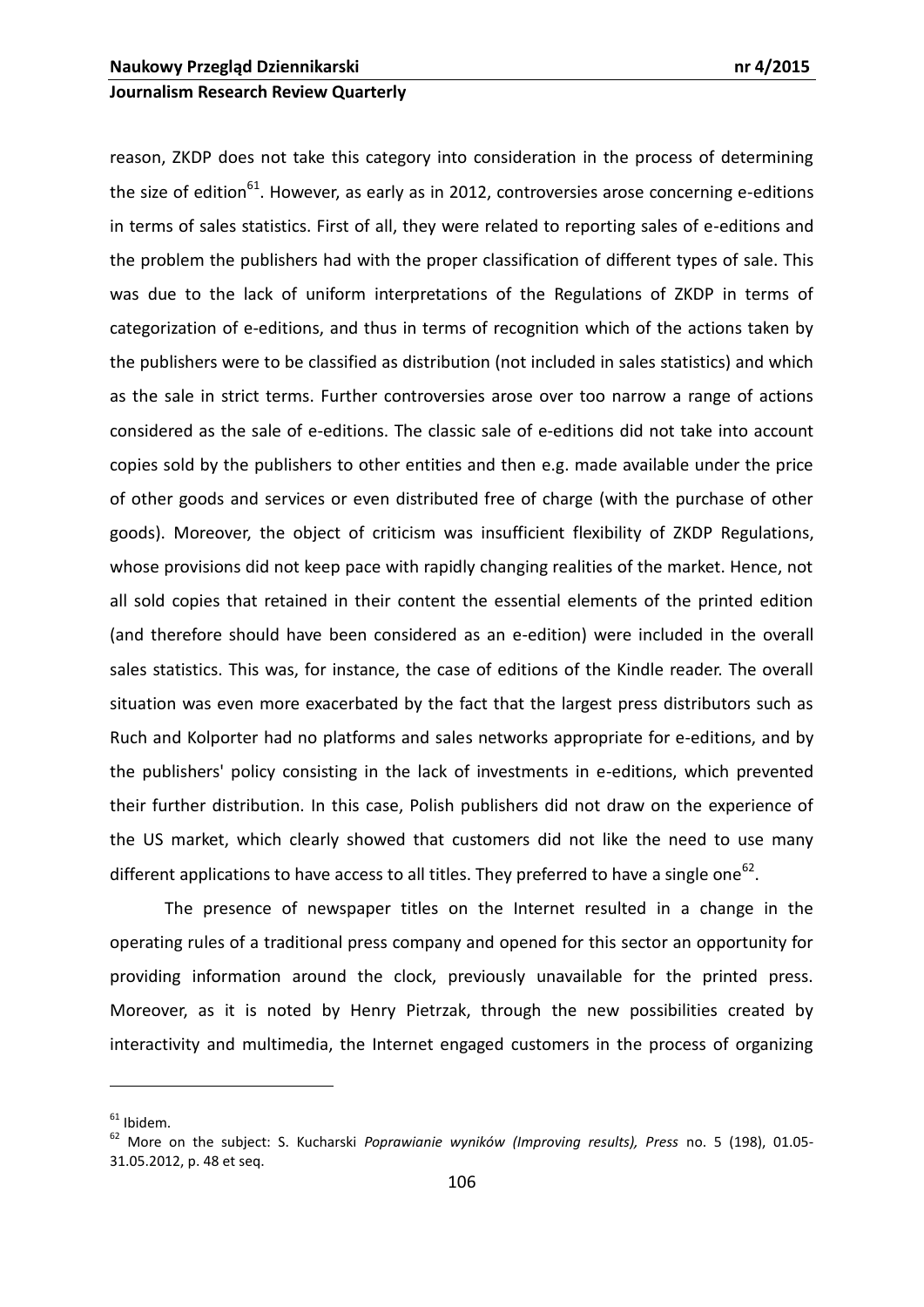reason, ZKDP does not take this category into consideration in the process of determining the size of edition[61]. However, as early as in 2012, controversies arose concerning e-editions in terms of sales statistics. First of all, they were related to reporting sales of e-editions and the problem the publishers had with the proper classification of different types of sale. This was due to the lack of uniform interpretations of the Regulations of ZKDP in terms of categorization of e-editions, and thus in terms of recognition which of the actions taken by the publishers were to be classified as distribution (not included in sales statistics) and which as the sale in strict terms. Further controversies arose over too narrow a range of actions considered as the sale of e-editions. The classic sale of e-editions did not take into account copies sold by the publishers to other entities and then e.g. made available under the price of other goods and services or even distributed free of charge (with the purchase of other goods). Moreover, the object of criticism was insufficient flexibility of ZKDP Regulations, whose provisions did not keep pace with rapidly changing realities of the market. Hence, not all sold copies that retained in their content the essential elements of the printed edition (and therefore should have been considered as an e-edition) were included in the overall sales statistics. This was, for instance, the case of editions of the Kindle reader. The overall situation was even more exacerbated by the fact that the largest press distributors such as Ruch and Kolporter had no platforms and sales networks appropriate for e-editions, and by the publishers' policy consisting in the lack of investments in e-editions, which prevented their further distribution. In this case, Polish publishers did not draw on the experience of the US market, which clearly showed that customers did not like the need to use many different applications to have access to all titles. They preferred to have a single one[62].

The presence of newspaper titles on the Internet resulted in a change in the operating rules of a traditional press company and opened for this sector an opportunity for providing information around the clock, previously unavailable for the printed press. Moreover, as it is noted by Henry Pietrzak, through the new possibilities created by interactivity and multimedia, the Internet engaged customers in the process of organizing

---

[61] Ibidem.

[62] More on the subject: S. Kucharski *Poprawianie wyników (Improving results), Press* no. 5 (198), 01.05-31.05.2012, p. 48 et seq.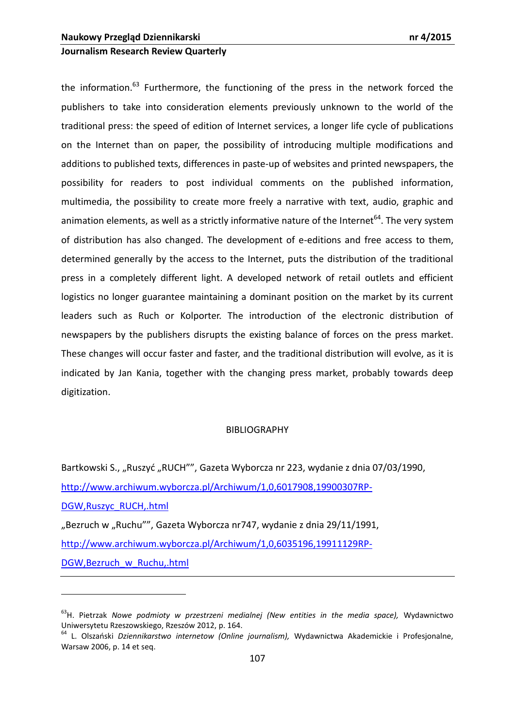the information.[63] Furthermore, the functioning of the press in the network forced the publishers to take into consideration elements previously unknown to the world of the traditional press: the speed of edition of Internet services, a longer life cycle of publications on the Internet than on paper, the possibility of introducing multiple modifications and additions to published texts, differences in paste-up of websites and printed newspapers, the possibility for readers to post individual comments on the published information, multimedia, the possibility to create more freely a narrative with text, audio, graphic and animation elements, as well as a strictly informative nature of the Internet[64]. The very system of distribution has also changed. The development of e-editions and free access to them, determined generally by the access to the Internet, puts the distribution of the traditional press in a completely different light. A developed network of retail outlets and efficient logistics no longer guarantee maintaining a dominant position on the market by its current leaders such as Ruch or Kolporter. The introduction of the electronic distribution of newspapers by the publishers disrupts the existing balance of forces on the press market. These changes will occur faster and faster, and the traditional distribution will evolve, as it is indicated by Jan Kania, together with the changing press market, probably towards deep digitization.

## BIBLIOGRAPHY

Bartkowski S., „Ruszyć „RUCH"", Gazeta Wyborcza nr 223, wydanie z dnia 07/03/1990, http://www.archiwum.wyborcza.pl/Archiwum/1,0,6017908,19900307RP-DGW,Ruszyc_RUCH,.html

„Bezruch w „Ruchu"", Gazeta Wyborcza nr747, wydanie z dnia 29/11/1991, http://www.archiwum.wyborcza.pl/Archiwum/1,0,6035196,19911129RP-DGW,Bezruch_w_Ruchu,.html

---

[63] H. Pietrzak *Nowe podmioty w przestrzeni medialnej (New entities in the media space),* Wydawnictwo Uniwersytetu Rzeszowskiego, Rzeszów 2012, p. 164.

[64] L. Olszański *Dziennikarstwo internetow (Online journalism),* Wydawnictwa Akademickie i Profesjonalne, Warsaw 2006, p. 14 et seq.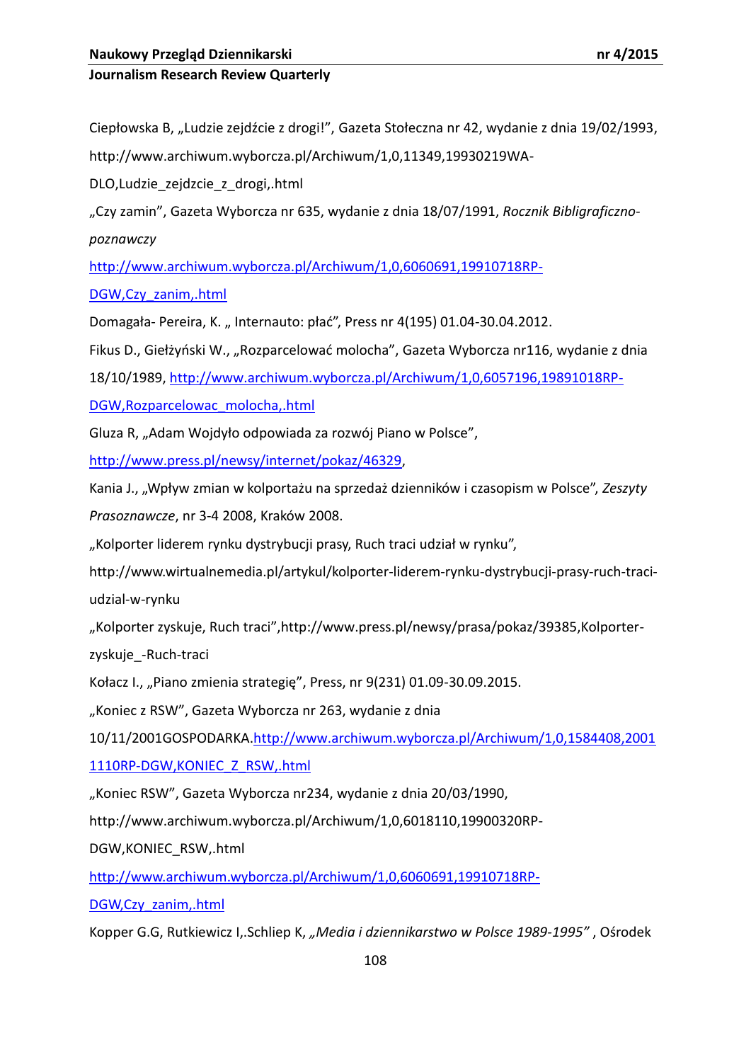Ciepłowska B, „Ludzie zejdźcie z drogi!", Gazeta Stołeczna nr 42, wydanie z dnia 19/02/1993, http://www.archiwum.wyborcza.pl/Archiwum/1,0,11349,19930219WA-DLO,Ludzie_zejdzcie_z_drogi,.html

„Czy zamin", Gazeta Wyborcza nr 635, wydanie z dnia 18/07/1991, *Rocznik Bibligraficzno-poznawczy* http://www.archiwum.wyborcza.pl/Archiwum/1,0,6060691,19910718RP-DGW,Czy_zanim,.html

Domagała- Pereira, K. „ Internauto: płać", Press nr 4(195) 01.04-30.04.2012.

Fikus D., Giełżyński W., „Rozparcelować molocha", Gazeta Wyborcza nr116, wydanie z dnia 18/10/1989, http://www.archiwum.wyborcza.pl/Archiwum/1,0,6057196,19891018RP-DGW,Rozparcelowac_molocha,.html

Gluza R, „Adam Wojdyło odpowiada za rozwój Piano w Polsce", http://www.press.pl/newsy/internet/pokaz/46329,

Kania J., „Wpływ zmian w kolportażu na sprzedaż dzienników i czasopism w Polsce", *Zeszyty Prasoznawcze*, nr 3-4 2008, Kraków 2008.

„Kolporter liderem rynku dystrybucji prasy, Ruch traci udział w rynku", http://www.wirtualnemedia.pl/artykul/kolporter-liderem-rynku-dystrybucji-prasy-ruch-traci-udzial-w-rynku

„Kolporter zyskuje, Ruch traci",http://www.press.pl/newsy/prasa/pokaz/39385,Kolporter-zyskuje_-Ruch-traci

Kołacz I., „Piano zmienia strategię", Press, nr 9(231) 01.09-30.09.2015.

„Koniec z RSW", Gazeta Wyborcza nr 263, wydanie z dnia 10/11/2001GOSPODARKA.http://www.archiwum.wyborcza.pl/Archiwum/1,0,1584408,20011110RP-DGW,KONIEC_Z_RSW,.html

„Koniec RSW", Gazeta Wyborcza nr234, wydanie z dnia 20/03/1990, http://www.archiwum.wyborcza.pl/Archiwum/1,0,6018110,19900320RP-DGW,KONIEC_RSW,.html

http://www.archiwum.wyborcza.pl/Archiwum/1,0,6060691,19910718RP-DGW,Czy_zanim,.html

Kopper G.G, Rutkiewicz I,.Schliep K, *„Media i dziennikarstwo w Polsce 1989-1995"* , Ośrodek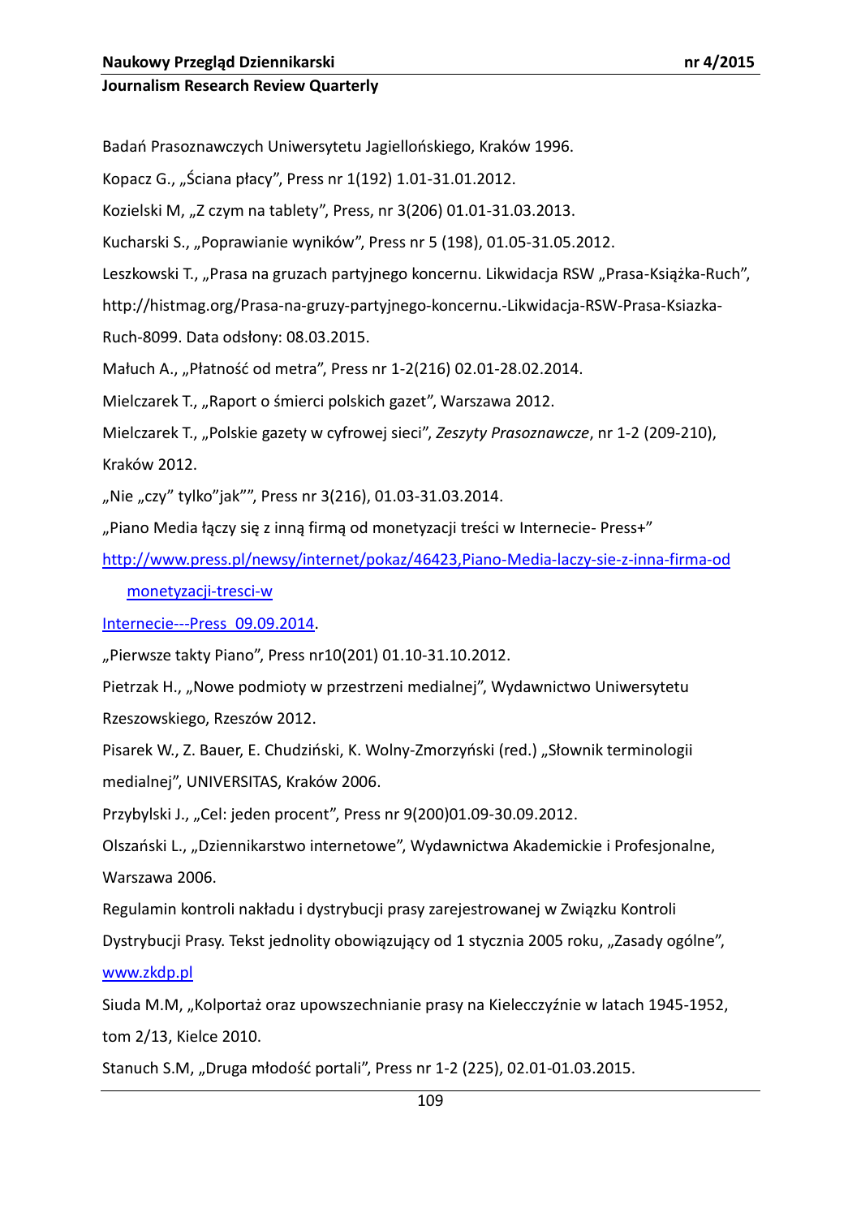Badań Prasoznawczych Uniwersytetu Jagiellońskiego, Kraków 1996.

Kopacz G., „Ściana płacy", Press nr 1(192) 1.01-31.01.2012.

Kozielski M, „Z czym na tablety", Press, nr 3(206) 01.01-31.03.2013.

Kucharski S., „Poprawianie wyników", Press nr 5 (198), 01.05-31.05.2012.

Leszkowski T., „Prasa na gruzach partyjnego koncernu. Likwidacja RSW „Prasa-Książka-Ruch", http://histmag.org/Prasa-na-gruzy-partyjnego-koncernu.-Likwidacja-RSW-Prasa-Ksiazka-Ruch-8099. Data odsłony: 08.03.2015.

Małuch A., „Płatność od metra", Press nr 1-2(216) 02.01-28.02.2014.

Mielczarek T., „Raport o śmierci polskich gazet", Warszawa 2012.

Mielczarek T., „Polskie gazety w cyfrowej sieci", *Zeszyty Prasoznawcze*, nr 1-2 (209-210), Kraków 2012.

„Nie „czy" tylko"jak"", Press nr 3(216), 01.03-31.03.2014.

„Piano Media łączy się z inną firmą od monetyzacji treści w Internecie- Press+" [http://www.press.pl/newsy/internet/pokaz/46423,Piano-Media-laczy-sie-z-inna-firma-od monetyzacji-tresci-w Internecie---Press 09.09.2014](http://www.press.pl/newsy/internet/pokaz/46423,Piano-Media-laczy-sie-z-inna-firma-od).

„Pierwsze takty Piano", Press nr10(201) 01.10-31.10.2012.

Pietrzak H., „Nowe podmioty w przestrzeni medialnej", Wydawnictwo Uniwersytetu Rzeszowskiego, Rzeszów 2012.

Pisarek W., Z. Bauer, E. Chudziński, K. Wolny-Zmorzyński (red.) „Słownik terminologii medialnej", UNIVERSITAS, Kraków 2006.

Przybylski J., „Cel: jeden procent", Press nr 9(200)01.09-30.09.2012.

Olszański L., „Dziennikarstwo internetowe", Wydawnictwa Akademickie i Profesjonalne, Warszawa 2006.

Regulamin kontroli nakładu i dystrybucji prasy zarejestrowanej w Związku Kontroli Dystrybucji Prasy. Tekst jednolity obowiązujący od 1 stycznia 2005 roku, „Zasady ogólne", [www.zkdp.pl](http://www.zkdp.pl)

Siuda M.M, „Kolportaż oraz upowszechnianie prasy na Kielecczyźnie w latach 1945-1952, tom 2/13, Kielce 2010.

Stanuch S.M, „Druga młodość portali", Press nr 1-2 (225), 02.01-01.03.2015.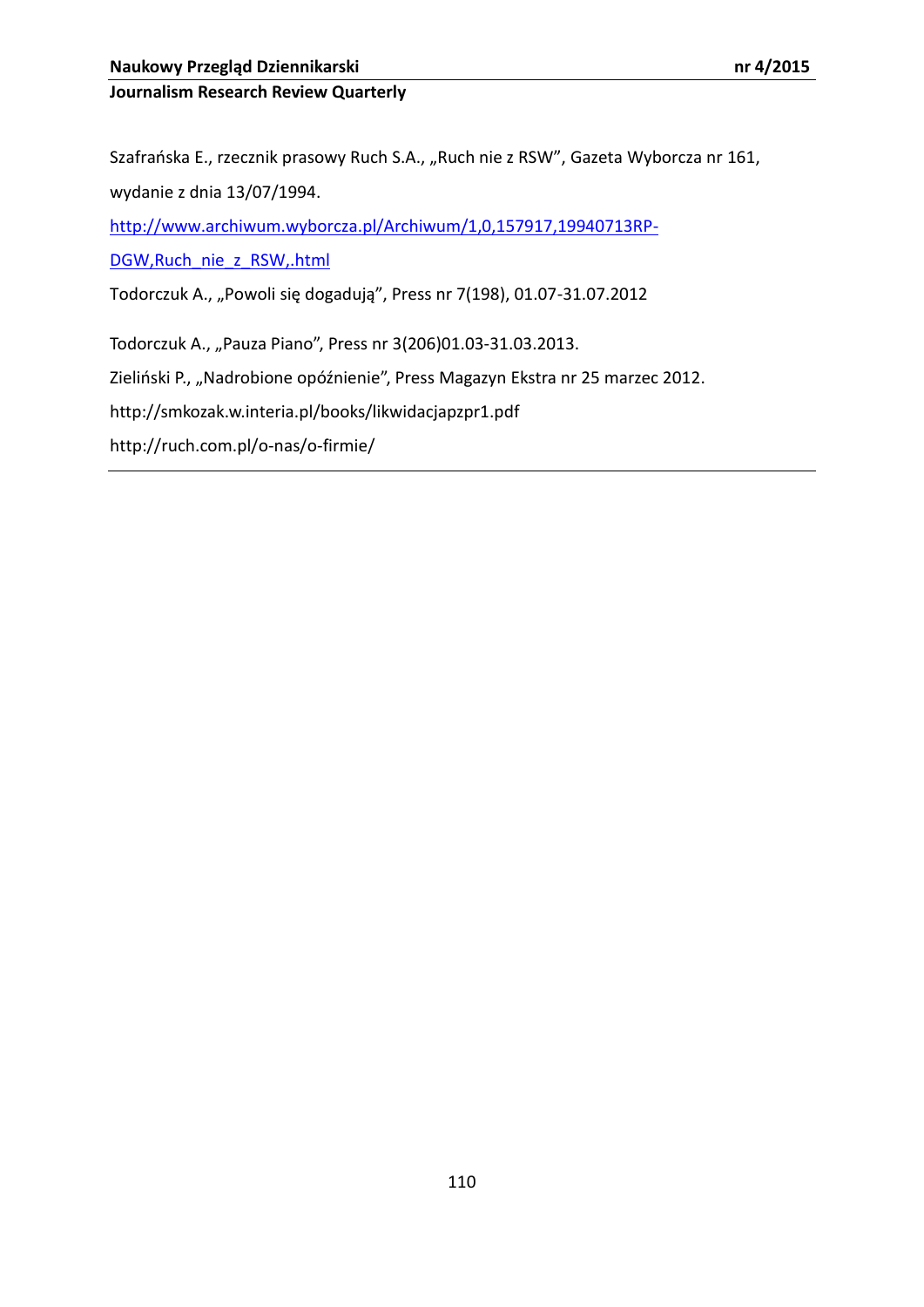Szafrańska E., rzecznik prasowy Ruch S.A., „Ruch nie z RSW", Gazeta Wyborcza nr 161, wydanie z dnia 13/07/1994.

http://www.archiwum.wyborcza.pl/Archiwum/1,0,157917,19940713RP-DGW,Ruch_nie_z_RSW,.html

Todorczuk A., „Powoli się dogadują", Press nr 7(198), 01.07-31.07.2012

Todorczuk A., „Pauza Piano", Press nr 3(206)01.03-31.03.2013.

Zieliński P., „Nadrobione opóźnienie", Press Magazyn Ekstra nr 25 marzec 2012.

http://smkozak.w.interia.pl/books/likwidacjapzpr1.pdf

http://ruch.com.pl/o-nas/o-firmie/